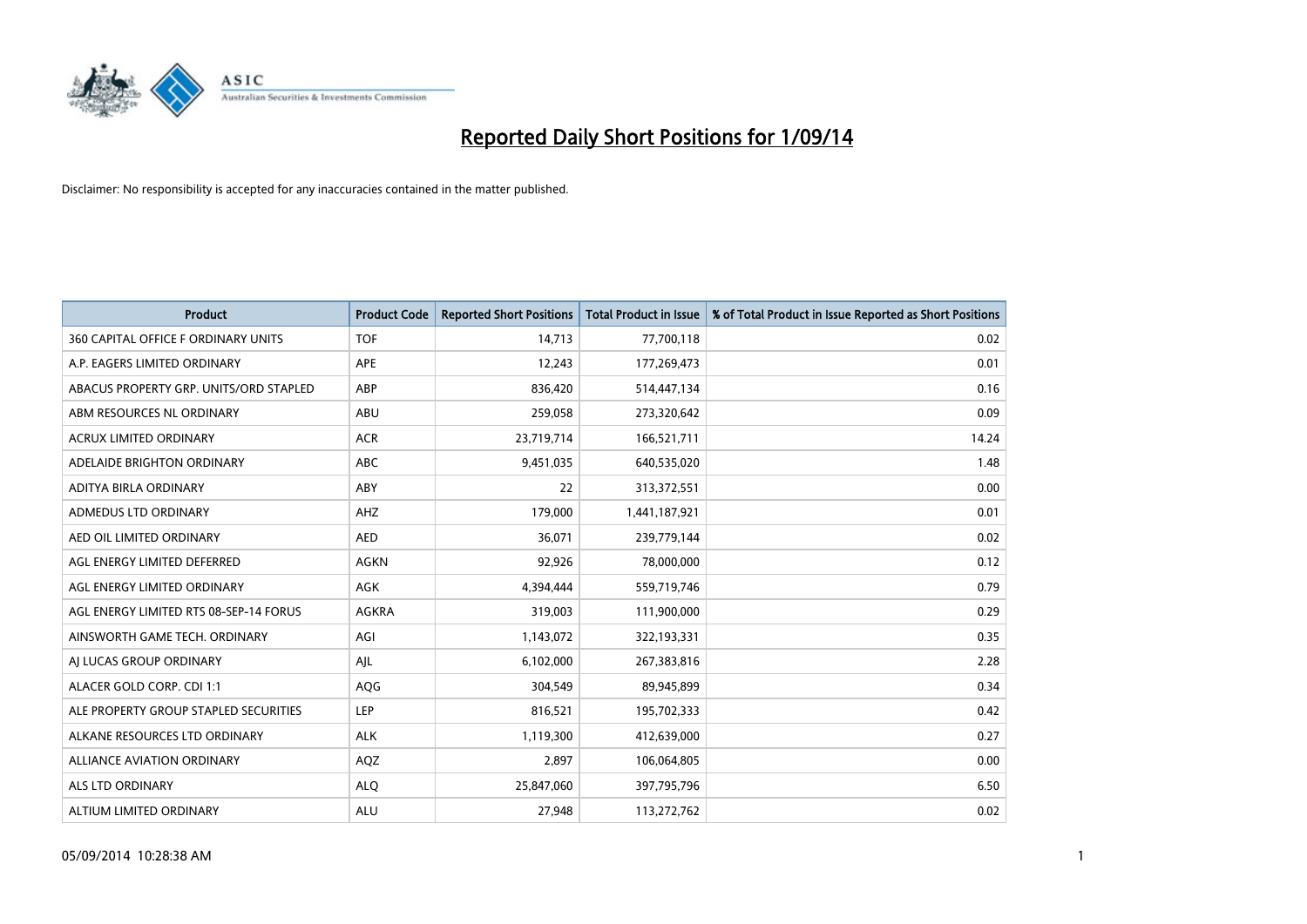# Reported Daily Short Positions for 1/09/14

Disclaimer: No responsibility is accepted for any inaccuracies contained in the matter published.

| Product | Product Code | Reported Short Positions | Total Product in Issue | % of Total Product in Issue Reported as Short Positions |
|---|---|---|---|---|
| 360 CAPITAL OFFICE F ORDINARY UNITS | TOF | 14,713 | 77,700,118 | 0.02 |
| A.P. EAGERS LIMITED ORDINARY | APE | 12,243 | 177,269,473 | 0.01 |
| ABACUS PROPERTY GRP. UNITS/ORD STAPLED | ABP | 836,420 | 514,447,134 | 0.16 |
| ABM RESOURCES NL ORDINARY | ABU | 259,058 | 273,320,642 | 0.09 |
| ACRUX LIMITED ORDINARY | ACR | 23,719,714 | 166,521,711 | 14.24 |
| ADELAIDE BRIGHTON ORDINARY | ABC | 9,451,035 | 640,535,020 | 1.48 |
| ADITYA BIRLA ORDINARY | ABY | 22 | 313,372,551 | 0.00 |
| ADMEDUS LTD ORDINARY | AHZ | 179,000 | 1,441,187,921 | 0.01 |
| AED OIL LIMITED ORDINARY | AED | 36,071 | 239,779,144 | 0.02 |
| AGL ENERGY LIMITED DEFERRED | AGKN | 92,926 | 78,000,000 | 0.12 |
| AGL ENERGY LIMITED ORDINARY | AGK | 4,394,444 | 559,719,746 | 0.79 |
| AGL ENERGY LIMITED RTS 08-SEP-14 FORUS | AGKRA | 319,003 | 111,900,000 | 0.29 |
| AINSWORTH GAME TECH. ORDINARY | AGI | 1,143,072 | 322,193,331 | 0.35 |
| AJ LUCAS GROUP ORDINARY | AJL | 6,102,000 | 267,383,816 | 2.28 |
| ALACER GOLD CORP. CDI 1:1 | AQG | 304,549 | 89,945,899 | 0.34 |
| ALE PROPERTY GROUP STAPLED SECURITIES | LEP | 816,521 | 195,702,333 | 0.42 |
| ALKANE RESOURCES LTD ORDINARY | ALK | 1,119,300 | 412,639,000 | 0.27 |
| ALLIANCE AVIATION ORDINARY | AQZ | 2,897 | 106,064,805 | 0.00 |
| ALS LTD ORDINARY | ALQ | 25,847,060 | 397,795,796 | 6.50 |
| ALTIUM LIMITED ORDINARY | ALU | 27,948 | 113,272,762 | 0.02 |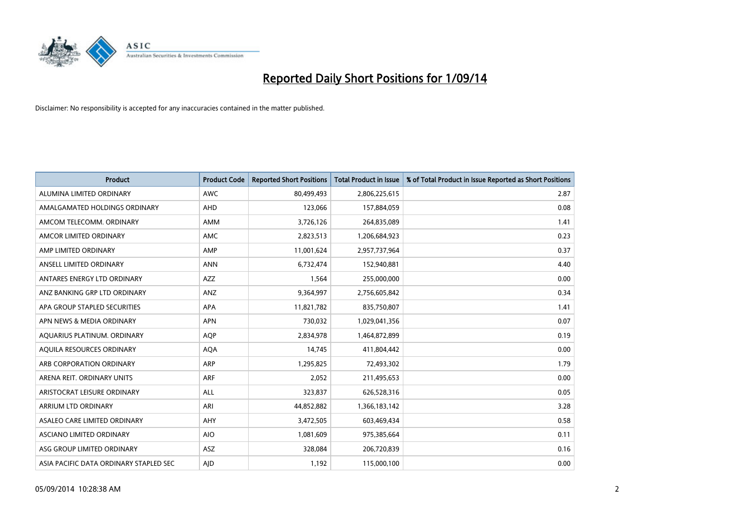# Reported Daily Short Positions for 1/09/14

Disclaimer: No responsibility is accepted for any inaccuracies contained in the matter published.

| Product | Product Code | Reported Short Positions | Total Product in Issue | % of Total Product in Issue Reported as Short Positions |
|---|---|---|---|---|
| ALUMINA LIMITED ORDINARY | AWC | 80,499,493 | 2,806,225,615 | 2.87 |
| AMALGAMATED HOLDINGS ORDINARY | AHD | 123,066 | 157,884,059 | 0.08 |
| AMCOM TELECOMM. ORDINARY | AMM | 3,726,126 | 264,835,089 | 1.41 |
| AMCOR LIMITED ORDINARY | AMC | 2,823,513 | 1,206,684,923 | 0.23 |
| AMP LIMITED ORDINARY | AMP | 11,001,624 | 2,957,737,964 | 0.37 |
| ANSELL LIMITED ORDINARY | ANN | 6,732,474 | 152,940,881 | 4.40 |
| ANTARES ENERGY LTD ORDINARY | AZZ | 1,564 | 255,000,000 | 0.00 |
| ANZ BANKING GRP LTD ORDINARY | ANZ | 9,364,997 | 2,756,605,842 | 0.34 |
| APA GROUP STAPLED SECURITIES | APA | 11,821,782 | 835,750,807 | 1.41 |
| APN NEWS & MEDIA ORDINARY | APN | 730,032 | 1,029,041,356 | 0.07 |
| AQUARIUS PLATINUM. ORDINARY | AQP | 2,834,978 | 1,464,872,899 | 0.19 |
| AQUILA RESOURCES ORDINARY | AQA | 14,745 | 411,804,442 | 0.00 |
| ARB CORPORATION ORDINARY | ARP | 1,295,825 | 72,493,302 | 1.79 |
| ARENA REIT. ORDINARY UNITS | ARF | 2,052 | 211,495,653 | 0.00 |
| ARISTOCRAT LEISURE ORDINARY | ALL | 323,837 | 626,528,316 | 0.05 |
| ARRIUM LTD ORDINARY | ARI | 44,852,882 | 1,366,183,142 | 3.28 |
| ASALEO CARE LIMITED ORDINARY | AHY | 3,472,505 | 603,469,434 | 0.58 |
| ASCIANO LIMITED ORDINARY | AIO | 1,081,609 | 975,385,664 | 0.11 |
| ASG GROUP LIMITED ORDINARY | ASZ | 328,084 | 206,720,839 | 0.16 |
| ASIA PACIFIC DATA ORDINARY STAPLED SEC | AJD | 1,192 | 115,000,100 | 0.00 |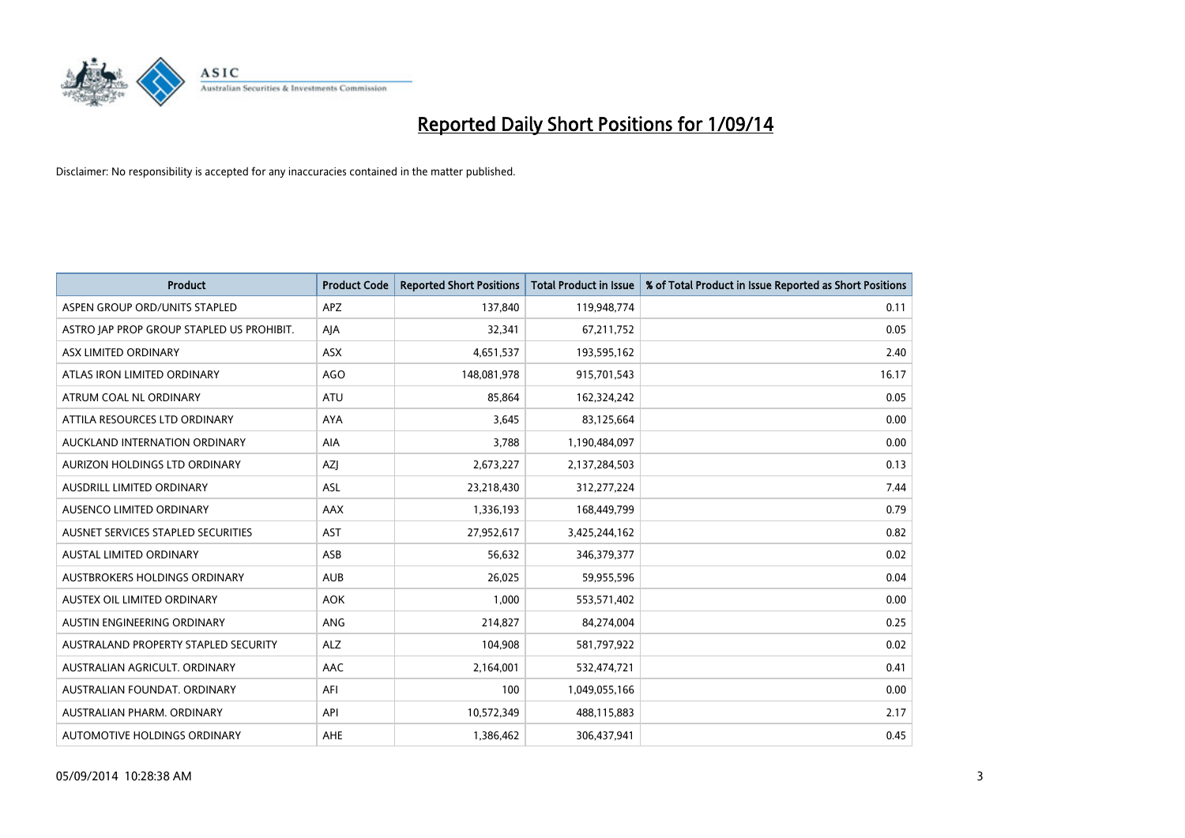# Reported Daily Short Positions for 1/09/14

Disclaimer: No responsibility is accepted for any inaccuracies contained in the matter published.

| Product | Product Code | Reported Short Positions | Total Product in Issue | % of Total Product in Issue Reported as Short Positions |
|---|---|---|---|---|
| ASPEN GROUP ORD/UNITS STAPLED | APZ | 137,840 | 119,948,774 | 0.11 |
| ASTRO JAP PROP GROUP STAPLED US PROHIBIT. | AJA | 32,341 | 67,211,752 | 0.05 |
| ASX LIMITED ORDINARY | ASX | 4,651,537 | 193,595,162 | 2.40 |
| ATLAS IRON LIMITED ORDINARY | AGO | 148,081,978 | 915,701,543 | 16.17 |
| ATRUM COAL NL ORDINARY | ATU | 85,864 | 162,324,242 | 0.05 |
| ATTILA RESOURCES LTD ORDINARY | AYA | 3,645 | 83,125,664 | 0.00 |
| AUCKLAND INTERNATION ORDINARY | AIA | 3,788 | 1,190,484,097 | 0.00 |
| AURIZON HOLDINGS LTD ORDINARY | AZJ | 2,673,227 | 2,137,284,503 | 0.13 |
| AUSDRILL LIMITED ORDINARY | ASL | 23,218,430 | 312,277,224 | 7.44 |
| AUSENCO LIMITED ORDINARY | AAX | 1,336,193 | 168,449,799 | 0.79 |
| AUSNET SERVICES STAPLED SECURITIES | AST | 27,952,617 | 3,425,244,162 | 0.82 |
| AUSTAL LIMITED ORDINARY | ASB | 56,632 | 346,379,377 | 0.02 |
| AUSTBROKERS HOLDINGS ORDINARY | AUB | 26,025 | 59,955,596 | 0.04 |
| AUSTEX OIL LIMITED ORDINARY | AOK | 1,000 | 553,571,402 | 0.00 |
| AUSTIN ENGINEERING ORDINARY | ANG | 214,827 | 84,274,004 | 0.25 |
| AUSTRALAND PROPERTY STAPLED SECURITY | ALZ | 104,908 | 581,797,922 | 0.02 |
| AUSTRALIAN AGRICULT. ORDINARY | AAC | 2,164,001 | 532,474,721 | 0.41 |
| AUSTRALIAN FOUNDAT. ORDINARY | AFI | 100 | 1,049,055,166 | 0.00 |
| AUSTRALIAN PHARM. ORDINARY | API | 10,572,349 | 488,115,883 | 2.17 |
| AUTOMOTIVE HOLDINGS ORDINARY | AHE | 1,386,462 | 306,437,941 | 0.45 |

05/09/2014 10:28:38 AM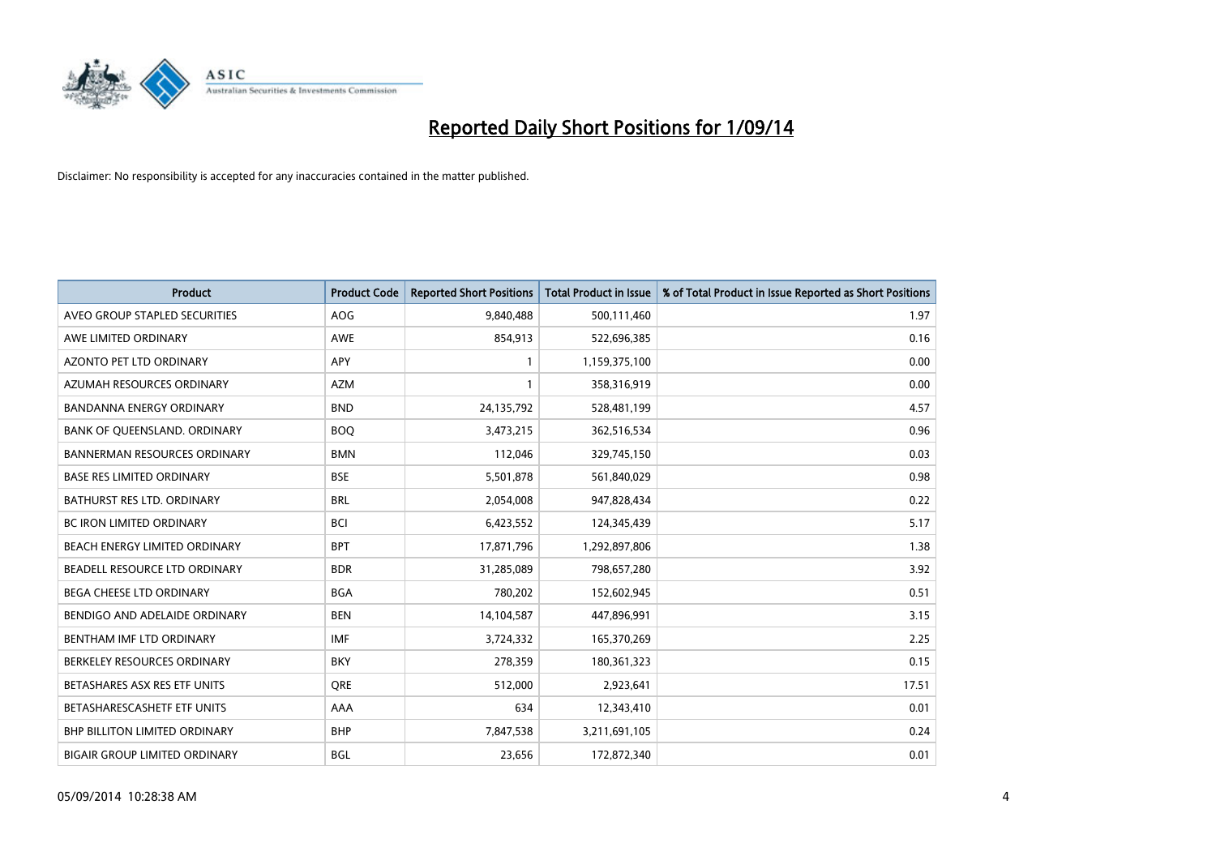# Reported Daily Short Positions for 1/09/14

Disclaimer: No responsibility is accepted for any inaccuracies contained in the matter published.

| Product | Product Code | Reported Short Positions | Total Product in Issue | % of Total Product in Issue Reported as Short Positions |
|---|---|---|---|---|
| AVEO GROUP STAPLED SECURITIES | AOG | 9,840,488 | 500,111,460 | 1.97 |
| AWE LIMITED ORDINARY | AWE | 854,913 | 522,696,385 | 0.16 |
| AZONTO PET LTD ORDINARY | APY | 1 | 1,159,375,100 | 0.00 |
| AZUMAH RESOURCES ORDINARY | AZM | 1 | 358,316,919 | 0.00 |
| BANDANNA ENERGY ORDINARY | BND | 24,135,792 | 528,481,199 | 4.57 |
| BANK OF QUEENSLAND. ORDINARY | BOQ | 3,473,215 | 362,516,534 | 0.96 |
| BANNERMAN RESOURCES ORDINARY | BMN | 112,046 | 329,745,150 | 0.03 |
| BASE RES LIMITED ORDINARY | BSE | 5,501,878 | 561,840,029 | 0.98 |
| BATHURST RES LTD. ORDINARY | BRL | 2,054,008 | 947,828,434 | 0.22 |
| BC IRON LIMITED ORDINARY | BCI | 6,423,552 | 124,345,439 | 5.17 |
| BEACH ENERGY LIMITED ORDINARY | BPT | 17,871,796 | 1,292,897,806 | 1.38 |
| BEADELL RESOURCE LTD ORDINARY | BDR | 31,285,089 | 798,657,280 | 3.92 |
| BEGA CHEESE LTD ORDINARY | BGA | 780,202 | 152,602,945 | 0.51 |
| BENDIGO AND ADELAIDE ORDINARY | BEN | 14,104,587 | 447,896,991 | 3.15 |
| BENTHAM IMF LTD ORDINARY | IMF | 3,724,332 | 165,370,269 | 2.25 |
| BERKELEY RESOURCES ORDINARY | BKY | 278,359 | 180,361,323 | 0.15 |
| BETASHARES ASX RES ETF UNITS | QRE | 512,000 | 2,923,641 | 17.51 |
| BETASHARESCASHETF ETF UNITS | AAA | 634 | 12,343,410 | 0.01 |
| BHP BILLITON LIMITED ORDINARY | BHP | 7,847,538 | 3,211,691,105 | 0.24 |
| BIGAIR GROUP LIMITED ORDINARY | BGL | 23,656 | 172,872,340 | 0.01 |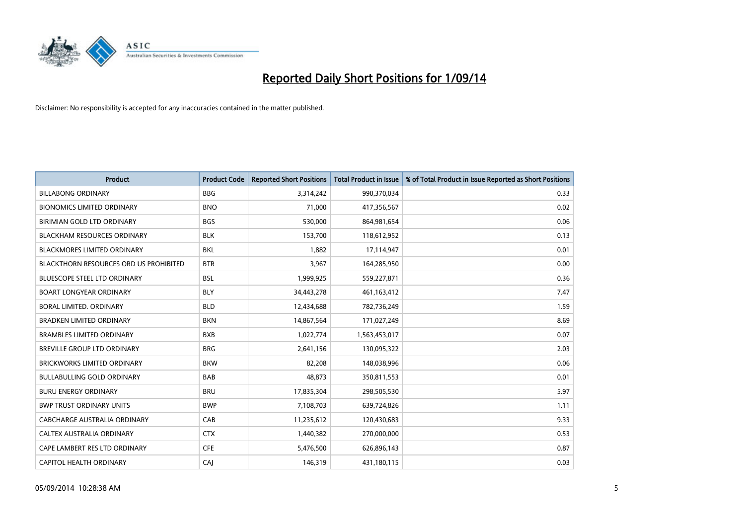# Reported Daily Short Positions for 1/09/14

Disclaimer: No responsibility is accepted for any inaccuracies contained in the matter published.

| Product | Product Code | Reported Short Positions | Total Product in Issue | % of Total Product in Issue Reported as Short Positions |
| --- | --- | --- | --- | --- |
| BILLABONG ORDINARY | BBG | 3,314,242 | 990,370,034 | 0.33 |
| BIONOMICS LIMITED ORDINARY | BNO | 71,000 | 417,356,567 | 0.02 |
| BIRIMIAN GOLD LTD ORDINARY | BGS | 530,000 | 864,981,654 | 0.06 |
| BLACKHAM RESOURCES ORDINARY | BLK | 153,700 | 118,612,952 | 0.13 |
| BLACKMORES LIMITED ORDINARY | BKL | 1,882 | 17,114,947 | 0.01 |
| BLACKTHORN RESOURCES ORD US PROHIBITED | BTR | 3,967 | 164,285,950 | 0.00 |
| BLUESCOPE STEEL LTD ORDINARY | BSL | 1,999,925 | 559,227,871 | 0.36 |
| BOART LONGYEAR ORDINARY | BLY | 34,443,278 | 461,163,412 | 7.47 |
| BORAL LIMITED. ORDINARY | BLD | 12,434,688 | 782,736,249 | 1.59 |
| BRADKEN LIMITED ORDINARY | BKN | 14,867,564 | 171,027,249 | 8.69 |
| BRAMBLES LIMITED ORDINARY | BXB | 1,022,774 | 1,563,453,017 | 0.07 |
| BREVILLE GROUP LTD ORDINARY | BRG | 2,641,156 | 130,095,322 | 2.03 |
| BRICKWORKS LIMITED ORDINARY | BKW | 82,208 | 148,038,996 | 0.06 |
| BULLABULLING GOLD ORDINARY | BAB | 48,873 | 350,811,553 | 0.01 |
| BURU ENERGY ORDINARY | BRU | 17,835,304 | 298,505,530 | 5.97 |
| BWP TRUST ORDINARY UNITS | BWP | 7,108,703 | 639,724,826 | 1.11 |
| CABCHARGE AUSTRALIA ORDINARY | CAB | 11,235,612 | 120,430,683 | 9.33 |
| CALTEX AUSTRALIA ORDINARY | CTX | 1,440,382 | 270,000,000 | 0.53 |
| CAPE LAMBERT RES LTD ORDINARY | CFE | 5,476,500 | 626,896,143 | 0.87 |
| CAPITOL HEALTH ORDINARY | CAJ | 146,319 | 431,180,115 | 0.03 |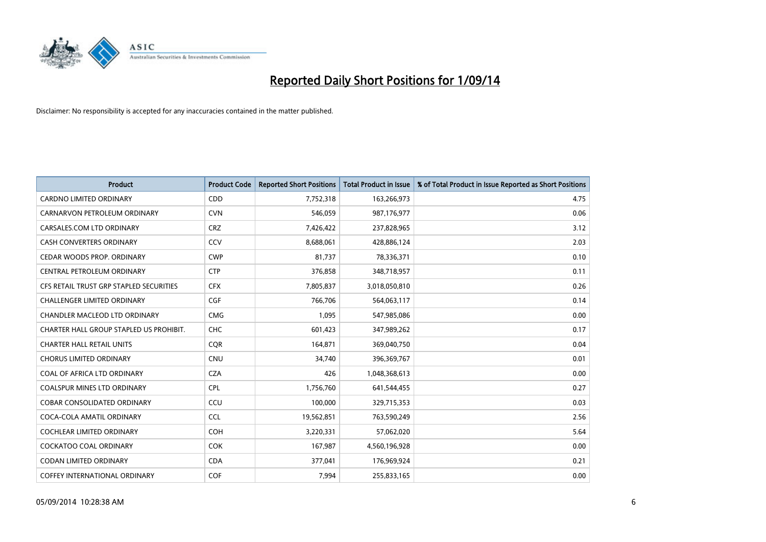# Reported Daily Short Positions for 1/09/14

Disclaimer: No responsibility is accepted for any inaccuracies contained in the matter published.

| Product | Product Code | Reported Short Positions | Total Product in Issue | % of Total Product in Issue Reported as Short Positions |
| --- | --- | --- | --- | --- |
| CARDNO LIMITED ORDINARY | CDD | 7,752,318 | 163,266,973 | 4.75 |
| CARNARVON PETROLEUM ORDINARY | CVN | 546,059 | 987,176,977 | 0.06 |
| CARSALES.COM LTD ORDINARY | CRZ | 7,426,422 | 237,828,965 | 3.12 |
| CASH CONVERTERS ORDINARY | CCV | 8,688,061 | 428,886,124 | 2.03 |
| CEDAR WOODS PROP. ORDINARY | CWP | 81,737 | 78,336,371 | 0.10 |
| CENTRAL PETROLEUM ORDINARY | CTP | 376,858 | 348,718,957 | 0.11 |
| CFS RETAIL TRUST GRP STAPLED SECURITIES | CFX | 7,805,837 | 3,018,050,810 | 0.26 |
| CHALLENGER LIMITED ORDINARY | CGF | 766,706 | 564,063,117 | 0.14 |
| CHANDLER MACLEOD LTD ORDINARY | CMG | 1,095 | 547,985,086 | 0.00 |
| CHARTER HALL GROUP STAPLED US PROHIBIT. | CHC | 601,423 | 347,989,262 | 0.17 |
| CHARTER HALL RETAIL UNITS | CQR | 164,871 | 369,040,750 | 0.04 |
| CHORUS LIMITED ORDINARY | CNU | 34,740 | 396,369,767 | 0.01 |
| COAL OF AFRICA LTD ORDINARY | CZA | 426 | 1,048,368,613 | 0.00 |
| COALSPUR MINES LTD ORDINARY | CPL | 1,756,760 | 641,544,455 | 0.27 |
| COBAR CONSOLIDATED ORDINARY | CCU | 100,000 | 329,715,353 | 0.03 |
| COCA-COLA AMATIL ORDINARY | CCL | 19,562,851 | 763,590,249 | 2.56 |
| COCHLEAR LIMITED ORDINARY | COH | 3,220,331 | 57,062,020 | 5.64 |
| COCKATOO COAL ORDINARY | COK | 167,987 | 4,560,196,928 | 0.00 |
| CODAN LIMITED ORDINARY | CDA | 377,041 | 176,969,924 | 0.21 |
| COFFEY INTERNATIONAL ORDINARY | COF | 7,994 | 255,833,165 | 0.00 |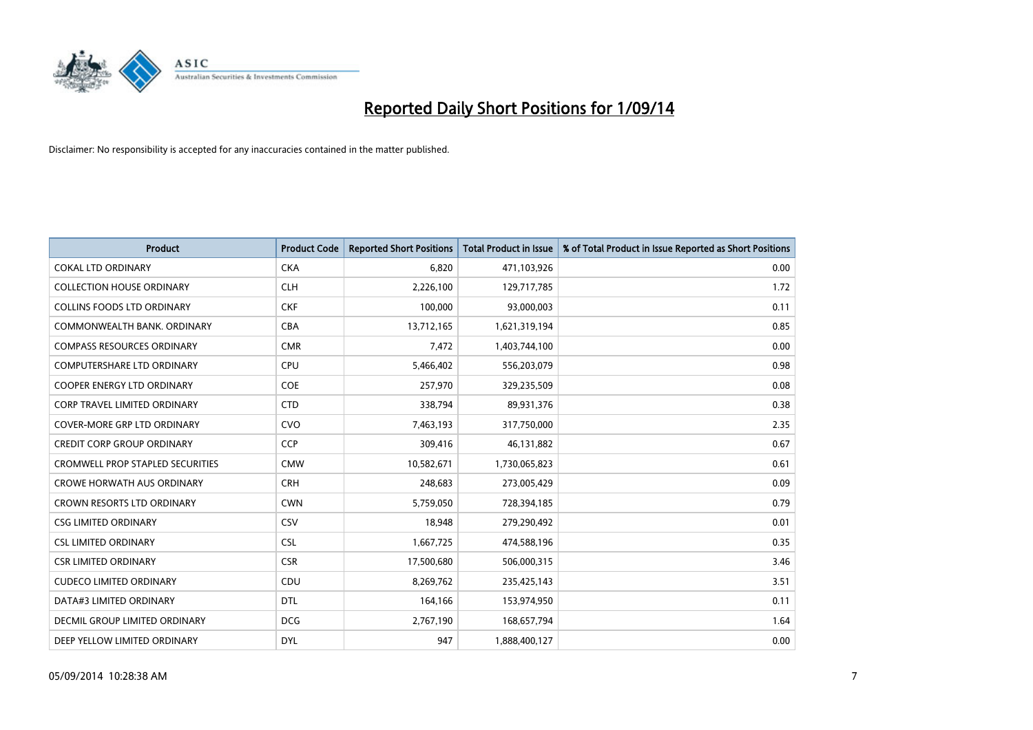# Reported Daily Short Positions for 1/09/14

Disclaimer: No responsibility is accepted for any inaccuracies contained in the matter published.

| Product | Product Code | Reported Short Positions | Total Product in Issue | % of Total Product in Issue Reported as Short Positions |
|---|---|---|---|---|
| COKAL LTD ORDINARY | CKA | 6,820 | 471,103,926 | 0.00 |
| COLLECTION HOUSE ORDINARY | CLH | 2,226,100 | 129,717,785 | 1.72 |
| COLLINS FOODS LTD ORDINARY | CKF | 100,000 | 93,000,003 | 0.11 |
| COMMONWEALTH BANK. ORDINARY | CBA | 13,712,165 | 1,621,319,194 | 0.85 |
| COMPASS RESOURCES ORDINARY | CMR | 7,472 | 1,403,744,100 | 0.00 |
| COMPUTERSHARE LTD ORDINARY | CPU | 5,466,402 | 556,203,079 | 0.98 |
| COOPER ENERGY LTD ORDINARY | COE | 257,970 | 329,235,509 | 0.08 |
| CORP TRAVEL LIMITED ORDINARY | CTD | 338,794 | 89,931,376 | 0.38 |
| COVER-MORE GRP LTD ORDINARY | CVO | 7,463,193 | 317,750,000 | 2.35 |
| CREDIT CORP GROUP ORDINARY | CCP | 309,416 | 46,131,882 | 0.67 |
| CROMWELL PROP STAPLED SECURITIES | CMW | 10,582,671 | 1,730,065,823 | 0.61 |
| CROWE HORWATH AUS ORDINARY | CRH | 248,683 | 273,005,429 | 0.09 |
| CROWN RESORTS LTD ORDINARY | CWN | 5,759,050 | 728,394,185 | 0.79 |
| CSG LIMITED ORDINARY | CSV | 18,948 | 279,290,492 | 0.01 |
| CSL LIMITED ORDINARY | CSL | 1,667,725 | 474,588,196 | 0.35 |
| CSR LIMITED ORDINARY | CSR | 17,500,680 | 506,000,315 | 3.46 |
| CUDECO LIMITED ORDINARY | CDU | 8,269,762 | 235,425,143 | 3.51 |
| DATA#3 LIMITED ORDINARY | DTL | 164,166 | 153,974,950 | 0.11 |
| DECMIL GROUP LIMITED ORDINARY | DCG | 2,767,190 | 168,657,794 | 1.64 |
| DEEP YELLOW LIMITED ORDINARY | DYL | 947 | 1,888,400,127 | 0.00 |

05/09/2014 10:28:38 AM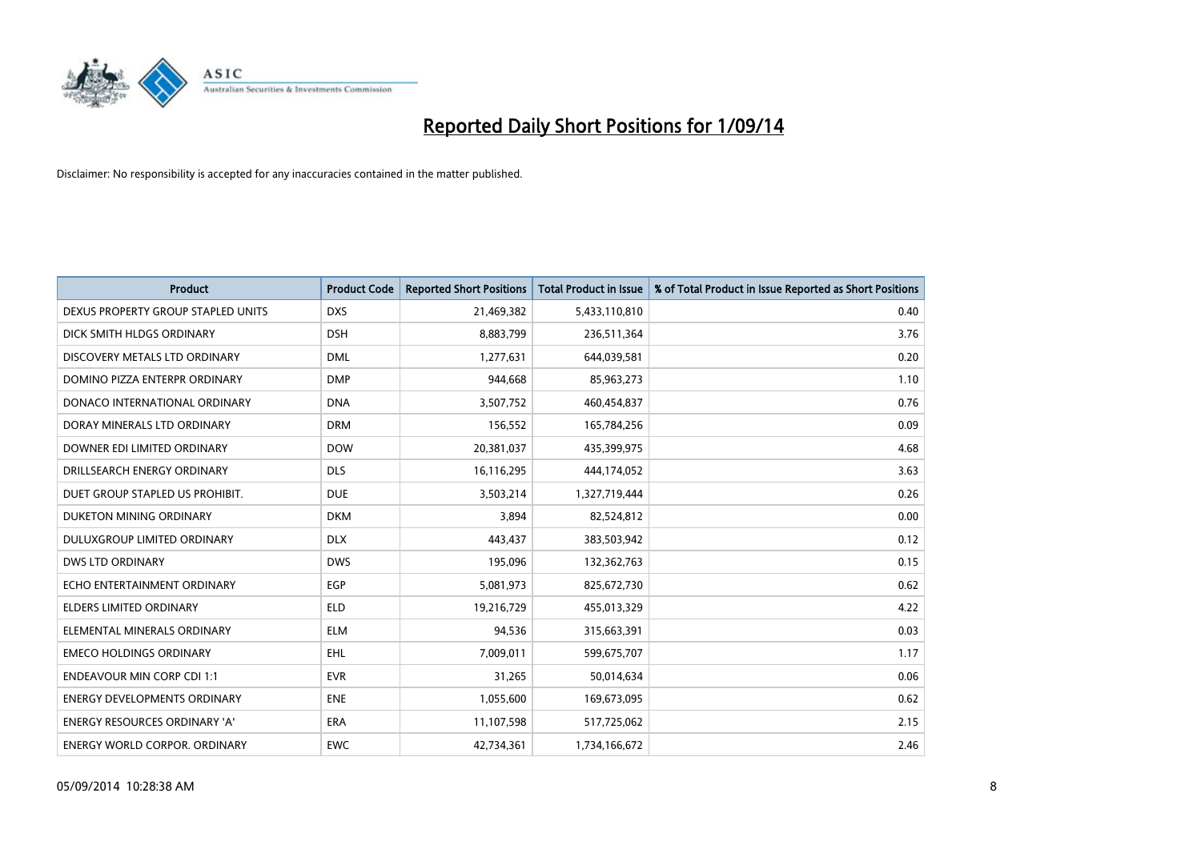# Reported Daily Short Positions for 1/09/14

Disclaimer: No responsibility is accepted for any inaccuracies contained in the matter published.

| Product | Product Code | Reported Short Positions | Total Product in Issue | % of Total Product in Issue Reported as Short Positions |
|---|---|---|---|---|
| DEXUS PROPERTY GROUP STAPLED UNITS | DXS | 21,469,382 | 5,433,110,810 | 0.40 |
| DICK SMITH HLDGS ORDINARY | DSH | 8,883,799 | 236,511,364 | 3.76 |
| DISCOVERY METALS LTD ORDINARY | DML | 1,277,631 | 644,039,581 | 0.20 |
| DOMINO PIZZA ENTERPR ORDINARY | DMP | 944,668 | 85,963,273 | 1.10 |
| DONACO INTERNATIONAL ORDINARY | DNA | 3,507,752 | 460,454,837 | 0.76 |
| DORAY MINERALS LTD ORDINARY | DRM | 156,552 | 165,784,256 | 0.09 |
| DOWNER EDI LIMITED ORDINARY | DOW | 20,381,037 | 435,399,975 | 4.68 |
| DRILLSEARCH ENERGY ORDINARY | DLS | 16,116,295 | 444,174,052 | 3.63 |
| DUET GROUP STAPLED US PROHIBIT. | DUE | 3,503,214 | 1,327,719,444 | 0.26 |
| DUKETON MINING ORDINARY | DKM | 3,894 | 82,524,812 | 0.00 |
| DULUXGROUP LIMITED ORDINARY | DLX | 443,437 | 383,503,942 | 0.12 |
| DWS LTD ORDINARY | DWS | 195,096 | 132,362,763 | 0.15 |
| ECHO ENTERTAINMENT ORDINARY | EGP | 5,081,973 | 825,672,730 | 0.62 |
| ELDERS LIMITED ORDINARY | ELD | 19,216,729 | 455,013,329 | 4.22 |
| ELEMENTAL MINERALS ORDINARY | ELM | 94,536 | 315,663,391 | 0.03 |
| EMECO HOLDINGS ORDINARY | EHL | 7,009,011 | 599,675,707 | 1.17 |
| ENDEAVOUR MIN CORP CDI 1:1 | EVR | 31,265 | 50,014,634 | 0.06 |
| ENERGY DEVELOPMENTS ORDINARY | ENE | 1,055,600 | 169,673,095 | 0.62 |
| ENERGY RESOURCES ORDINARY 'A' | ERA | 11,107,598 | 517,725,062 | 2.15 |
| ENERGY WORLD CORPOR. ORDINARY | EWC | 42,734,361 | 1,734,166,672 | 2.46 |

05/09/2014 10:28:38 AM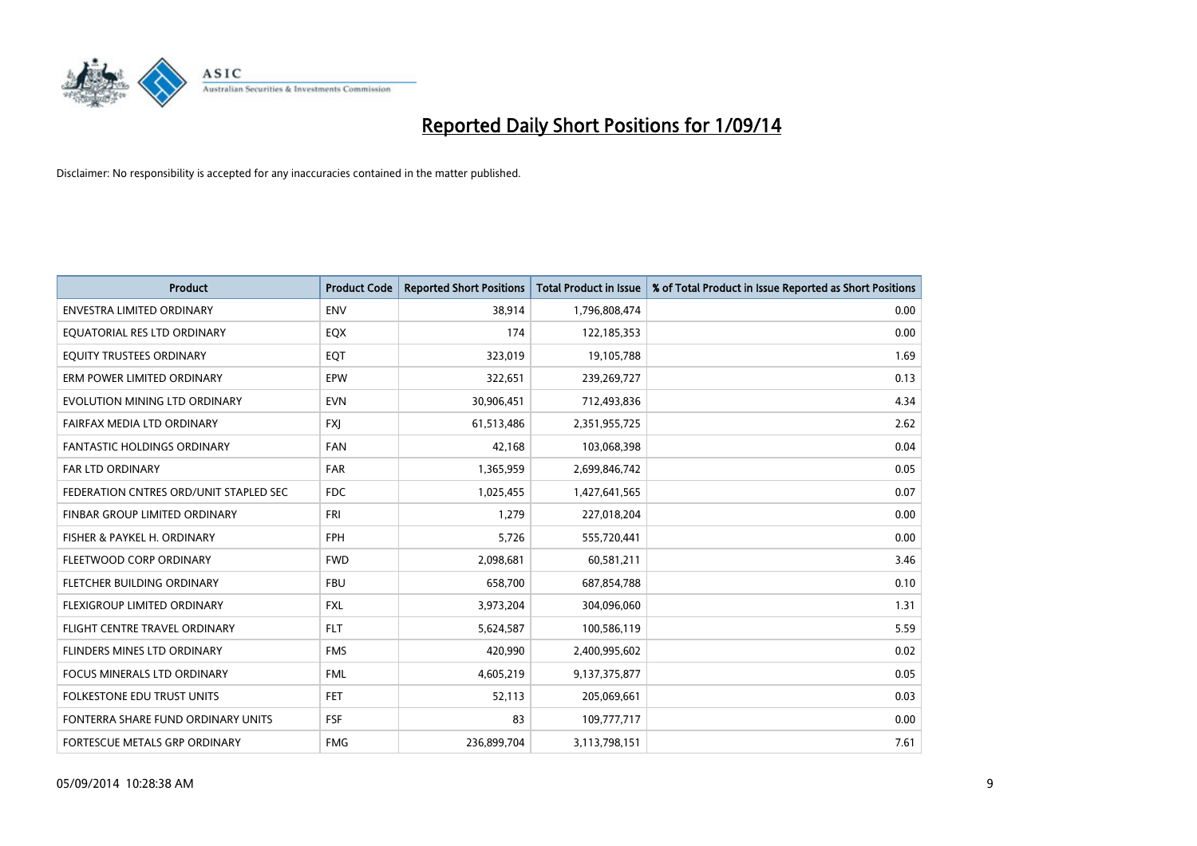# Reported Daily Short Positions for 1/09/14

Disclaimer: No responsibility is accepted for any inaccuracies contained in the matter published.

| Product | Product Code | Reported Short Positions | Total Product in Issue | % of Total Product in Issue Reported as Short Positions |
|---|---|---|---|---|
| ENVESTRA LIMITED ORDINARY | ENV | 38,914 | 1,796,808,474 | 0.00 |
| EQUATORIAL RES LTD ORDINARY | EQX | 174 | 122,185,353 | 0.00 |
| EQUITY TRUSTEES ORDINARY | EQT | 323,019 | 19,105,788 | 1.69 |
| ERM POWER LIMITED ORDINARY | EPW | 322,651 | 239,269,727 | 0.13 |
| EVOLUTION MINING LTD ORDINARY | EVN | 30,906,451 | 712,493,836 | 4.34 |
| FAIRFAX MEDIA LTD ORDINARY | FXJ | 61,513,486 | 2,351,955,725 | 2.62 |
| FANTASTIC HOLDINGS ORDINARY | FAN | 42,168 | 103,068,398 | 0.04 |
| FAR LTD ORDINARY | FAR | 1,365,959 | 2,699,846,742 | 0.05 |
| FEDERATION CNTRES ORD/UNIT STAPLED SEC | FDC | 1,025,455 | 1,427,641,565 | 0.07 |
| FINBAR GROUP LIMITED ORDINARY | FRI | 1,279 | 227,018,204 | 0.00 |
| FISHER & PAYKEL H. ORDINARY | FPH | 5,726 | 555,720,441 | 0.00 |
| FLEETWOOD CORP ORDINARY | FWD | 2,098,681 | 60,581,211 | 3.46 |
| FLETCHER BUILDING ORDINARY | FBU | 658,700 | 687,854,788 | 0.10 |
| FLEXIGROUP LIMITED ORDINARY | FXL | 3,973,204 | 304,096,060 | 1.31 |
| FLIGHT CENTRE TRAVEL ORDINARY | FLT | 5,624,587 | 100,586,119 | 5.59 |
| FLINDERS MINES LTD ORDINARY | FMS | 420,990 | 2,400,995,602 | 0.02 |
| FOCUS MINERALS LTD ORDINARY | FML | 4,605,219 | 9,137,375,877 | 0.05 |
| FOLKESTONE EDU TRUST UNITS | FET | 52,113 | 205,069,661 | 0.03 |
| FONTERRA SHARE FUND ORDINARY UNITS | FSF | 83 | 109,777,717 | 0.00 |
| FORTESCUE METALS GRP ORDINARY | FMG | 236,899,704 | 3,113,798,151 | 7.61 |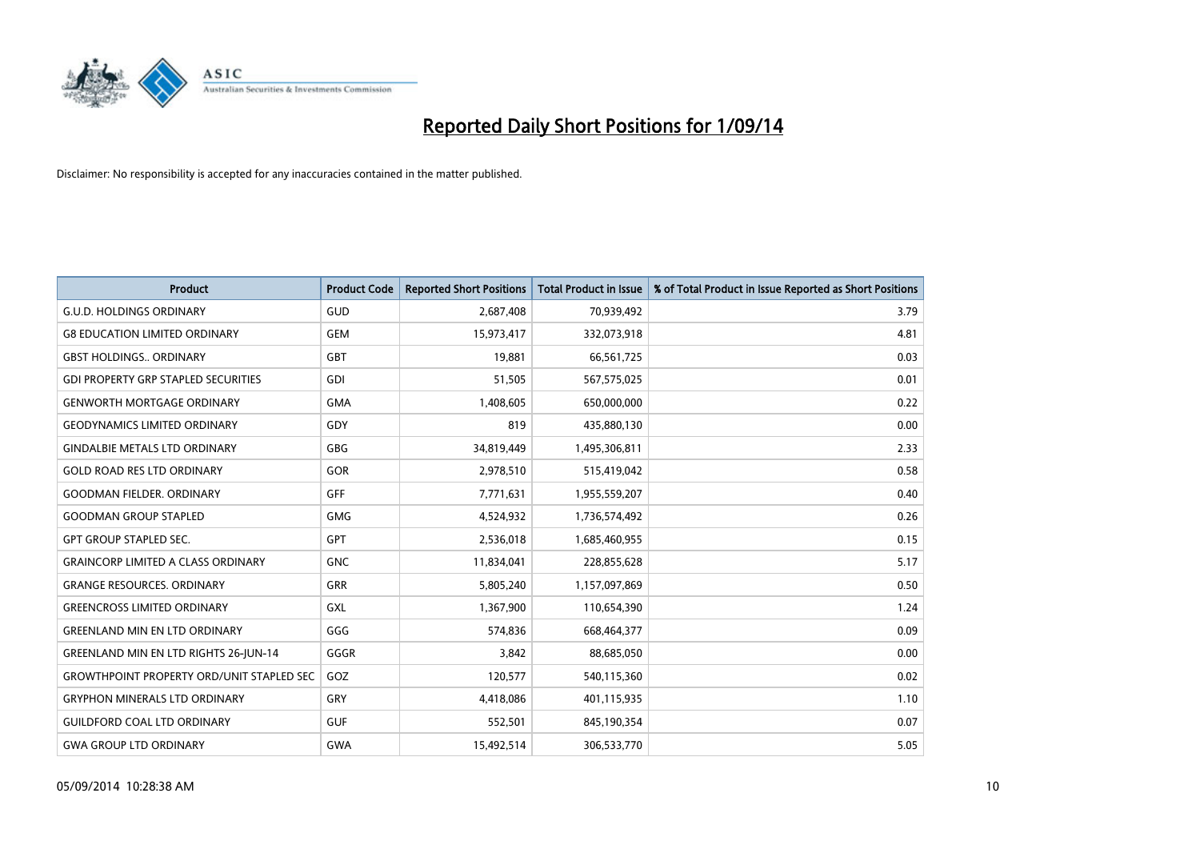# Reported Daily Short Positions for 1/09/14

Disclaimer: No responsibility is accepted for any inaccuracies contained in the matter published.

| Product | Product Code | Reported Short Positions | Total Product in Issue | % of Total Product in Issue Reported as Short Positions |
|---|---|---|---|---|
| G.U.D. HOLDINGS ORDINARY | GUD | 2,687,408 | 70,939,492 | 3.79 |
| G8 EDUCATION LIMITED ORDINARY | GEM | 15,973,417 | 332,073,918 | 4.81 |
| GBST HOLDINGS.. ORDINARY | GBT | 19,881 | 66,561,725 | 0.03 |
| GDI PROPERTY GRP STAPLED SECURITIES | GDI | 51,505 | 567,575,025 | 0.01 |
| GENWORTH MORTGAGE ORDINARY | GMA | 1,408,605 | 650,000,000 | 0.22 |
| GEODYNAMICS LIMITED ORDINARY | GDY | 819 | 435,880,130 | 0.00 |
| GINDALBIE METALS LTD ORDINARY | GBG | 34,819,449 | 1,495,306,811 | 2.33 |
| GOLD ROAD RES LTD ORDINARY | GOR | 2,978,510 | 515,419,042 | 0.58 |
| GOODMAN FIELDER. ORDINARY | GFF | 7,771,631 | 1,955,559,207 | 0.40 |
| GOODMAN GROUP STAPLED | GMG | 4,524,932 | 1,736,574,492 | 0.26 |
| GPT GROUP STAPLED SEC. | GPT | 2,536,018 | 1,685,460,955 | 0.15 |
| GRAINCORP LIMITED A CLASS ORDINARY | GNC | 11,834,041 | 228,855,628 | 5.17 |
| GRANGE RESOURCES. ORDINARY | GRR | 5,805,240 | 1,157,097,869 | 0.50 |
| GREENCROSS LIMITED ORDINARY | GXL | 1,367,900 | 110,654,390 | 1.24 |
| GREENLAND MIN EN LTD ORDINARY | GGG | 574,836 | 668,464,377 | 0.09 |
| GREENLAND MIN EN LTD RIGHTS 26-JUN-14 | GGGR | 3,842 | 88,685,050 | 0.00 |
| GROWTHPOINT PROPERTY ORD/UNIT STAPLED SEC | GOZ | 120,577 | 540,115,360 | 0.02 |
| GRYPHON MINERALS LTD ORDINARY | GRY | 4,418,086 | 401,115,935 | 1.10 |
| GUILDFORD COAL LTD ORDINARY | GUF | 552,501 | 845,190,354 | 0.07 |
| GWA GROUP LTD ORDINARY | GWA | 15,492,514 | 306,533,770 | 5.05 |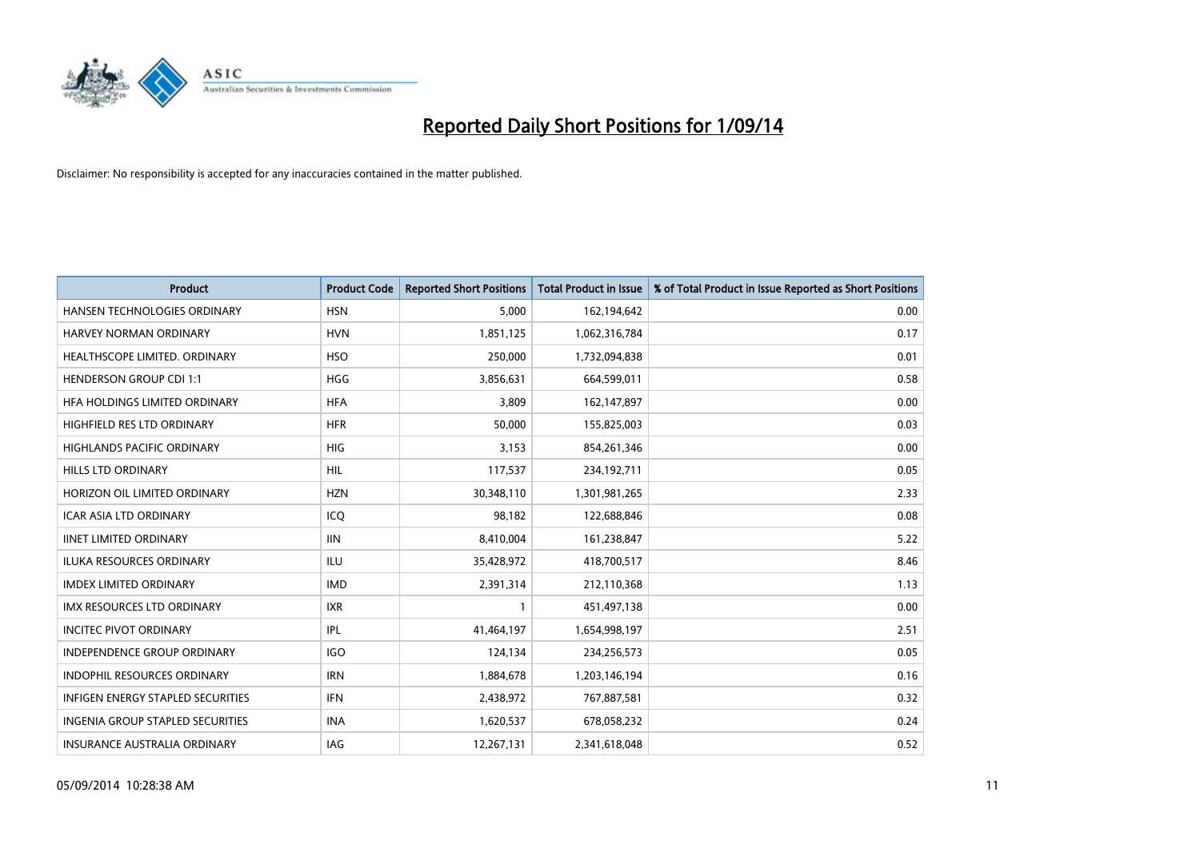# Reported Daily Short Positions for 1/09/14

Disclaimer: No responsibility is accepted for any inaccuracies contained in the matter published.

| Product | Product Code | Reported Short Positions | Total Product in Issue | % of Total Product in Issue Reported as Short Positions |
| --- | --- | --- | --- | --- |
| HANSEN TECHNOLOGIES ORDINARY | HSN | 5,000 | 162,194,642 | 0.00 |
| HARVEY NORMAN ORDINARY | HVN | 1,851,125 | 1,062,316,784 | 0.17 |
| HEALTHSCOPE LIMITED. ORDINARY | HSO | 250,000 | 1,732,094,838 | 0.01 |
| HENDERSON GROUP CDI 1:1 | HGG | 3,856,631 | 664,599,011 | 0.58 |
| HFA HOLDINGS LIMITED ORDINARY | HFA | 3,809 | 162,147,897 | 0.00 |
| HIGHFIELD RES LTD ORDINARY | HFR | 50,000 | 155,825,003 | 0.03 |
| HIGHLANDS PACIFIC ORDINARY | HIG | 3,153 | 854,261,346 | 0.00 |
| HILLS LTD ORDINARY | HIL | 117,537 | 234,192,711 | 0.05 |
| HORIZON OIL LIMITED ORDINARY | HZN | 30,348,110 | 1,301,981,265 | 2.33 |
| ICAR ASIA LTD ORDINARY | ICQ | 98,182 | 122,688,846 | 0.08 |
| IINET LIMITED ORDINARY | IIN | 8,410,004 | 161,238,847 | 5.22 |
| ILUKA RESOURCES ORDINARY | ILU | 35,428,972 | 418,700,517 | 8.46 |
| IMDEX LIMITED ORDINARY | IMD | 2,391,314 | 212,110,368 | 1.13 |
| IMX RESOURCES LTD ORDINARY | IXR | 1 | 451,497,138 | 0.00 |
| INCITEC PIVOT ORDINARY | IPL | 41,464,197 | 1,654,998,197 | 2.51 |
| INDEPENDENCE GROUP ORDINARY | IGO | 124,134 | 234,256,573 | 0.05 |
| INDOPHIL RESOURCES ORDINARY | IRN | 1,884,678 | 1,203,146,194 | 0.16 |
| INFIGEN ENERGY STAPLED SECURITIES | IFN | 2,438,972 | 767,887,581 | 0.32 |
| INGENIA GROUP STAPLED SECURITIES | INA | 1,620,537 | 678,058,232 | 0.24 |
| INSURANCE AUSTRALIA ORDINARY | IAG | 12,267,131 | 2,341,618,048 | 0.52 |

05/09/2014 10:28:38 AM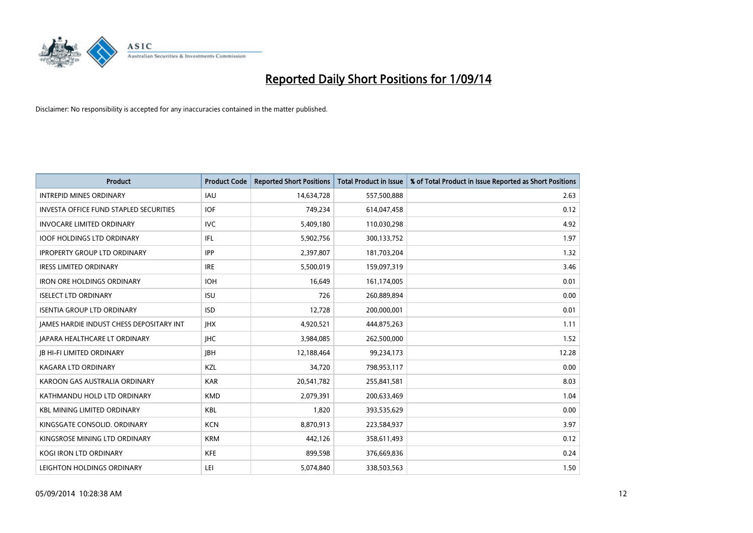# Reported Daily Short Positions for 1/09/14

Disclaimer: No responsibility is accepted for any inaccuracies contained in the matter published.

| Product | Product Code | Reported Short Positions | Total Product in Issue | % of Total Product in Issue Reported as Short Positions |
| --- | --- | --- | --- | --- |
| INTREPID MINES ORDINARY | IAU | 14,634,728 | 557,500,888 | 2.63 |
| INVESTA OFFICE FUND STAPLED SECURITIES | IOF | 749,234 | 614,047,458 | 0.12 |
| INVOCARE LIMITED ORDINARY | IVC | 5,409,180 | 110,030,298 | 4.92 |
| IOOF HOLDINGS LTD ORDINARY | IFL | 5,902,756 | 300,133,752 | 1.97 |
| IPROPERTY GROUP LTD ORDINARY | IPP | 2,397,807 | 181,703,204 | 1.32 |
| IRESS LIMITED ORDINARY | IRE | 5,500,019 | 159,097,319 | 3.46 |
| IRON ORE HOLDINGS ORDINARY | IOH | 16,649 | 161,174,005 | 0.01 |
| ISELECT LTD ORDINARY | ISU | 726 | 260,889,894 | 0.00 |
| ISENTIA GROUP LTD ORDINARY | ISD | 12,728 | 200,000,001 | 0.01 |
| JAMES HARDIE INDUST CHESS DEPOSITARY INT | JHX | 4,920,521 | 444,875,263 | 1.11 |
| JAPARA HEALTHCARE LT ORDINARY | JHC | 3,984,085 | 262,500,000 | 1.52 |
| JB HI-FI LIMITED ORDINARY | JBH | 12,188,464 | 99,234,173 | 12.28 |
| KAGARA LTD ORDINARY | KZL | 34,720 | 798,953,117 | 0.00 |
| KAROON GAS AUSTRALIA ORDINARY | KAR | 20,541,782 | 255,841,581 | 8.03 |
| KATHMANDU HOLD LTD ORDINARY | KMD | 2,079,391 | 200,633,469 | 1.04 |
| KBL MINING LIMITED ORDINARY | KBL | 1,820 | 393,535,629 | 0.00 |
| KINGSGATE CONSOLID. ORDINARY | KCN | 8,870,913 | 223,584,937 | 3.97 |
| KINGSROSE MINING LTD ORDINARY | KRM | 442,126 | 358,611,493 | 0.12 |
| KOGI IRON LTD ORDINARY | KFE | 899,598 | 376,669,836 | 0.24 |
| LEIGHTON HOLDINGS ORDINARY | LEI | 5,074,840 | 338,503,563 | 1.50 |

05/09/2014 10:28:38 AM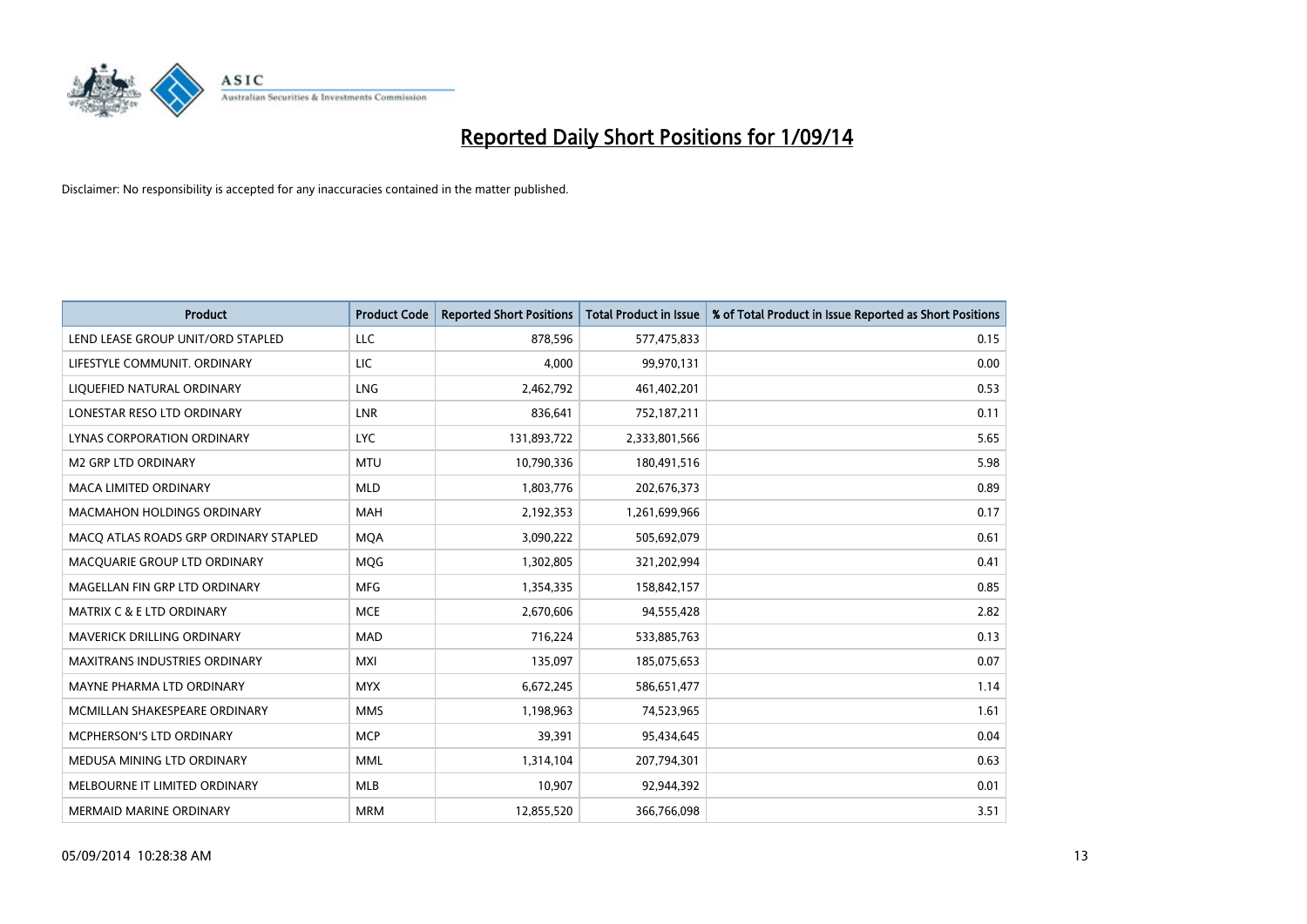# Reported Daily Short Positions for 1/09/14

Disclaimer: No responsibility is accepted for any inaccuracies contained in the matter published.

| Product | Product Code | Reported Short Positions | Total Product in Issue | % of Total Product in Issue Reported as Short Positions |
|---|---|---|---|---|
| LEND LEASE GROUP UNIT/ORD STAPLED | LLC | 878,596 | 577,475,833 | 0.15 |
| LIFESTYLE COMMUNIT. ORDINARY | LIC | 4,000 | 99,970,131 | 0.00 |
| LIQUEFIED NATURAL ORDINARY | LNG | 2,462,792 | 461,402,201 | 0.53 |
| LONESTAR RESO LTD ORDINARY | LNR | 836,641 | 752,187,211 | 0.11 |
| LYNAS CORPORATION ORDINARY | LYC | 131,893,722 | 2,333,801,566 | 5.65 |
| M2 GRP LTD ORDINARY | MTU | 10,790,336 | 180,491,516 | 5.98 |
| MACA LIMITED ORDINARY | MLD | 1,803,776 | 202,676,373 | 0.89 |
| MACMAHON HOLDINGS ORDINARY | MAH | 2,192,353 | 1,261,699,966 | 0.17 |
| MACQ ATLAS ROADS GRP ORDINARY STAPLED | MQA | 3,090,222 | 505,692,079 | 0.61 |
| MACQUARIE GROUP LTD ORDINARY | MQG | 1,302,805 | 321,202,994 | 0.41 |
| MAGELLAN FIN GRP LTD ORDINARY | MFG | 1,354,335 | 158,842,157 | 0.85 |
| MATRIX C & E LTD ORDINARY | MCE | 2,670,606 | 94,555,428 | 2.82 |
| MAVERICK DRILLING ORDINARY | MAD | 716,224 | 533,885,763 | 0.13 |
| MAXITRANS INDUSTRIES ORDINARY | MXI | 135,097 | 185,075,653 | 0.07 |
| MAYNE PHARMA LTD ORDINARY | MYX | 6,672,245 | 586,651,477 | 1.14 |
| MCMILLAN SHAKESPEARE ORDINARY | MMS | 1,198,963 | 74,523,965 | 1.61 |
| MCPHERSON'S LTD ORDINARY | MCP | 39,391 | 95,434,645 | 0.04 |
| MEDUSA MINING LTD ORDINARY | MML | 1,314,104 | 207,794,301 | 0.63 |
| MELBOURNE IT LIMITED ORDINARY | MLB | 10,907 | 92,944,392 | 0.01 |
| MERMAID MARINE ORDINARY | MRM | 12,855,520 | 366,766,098 | 3.51 |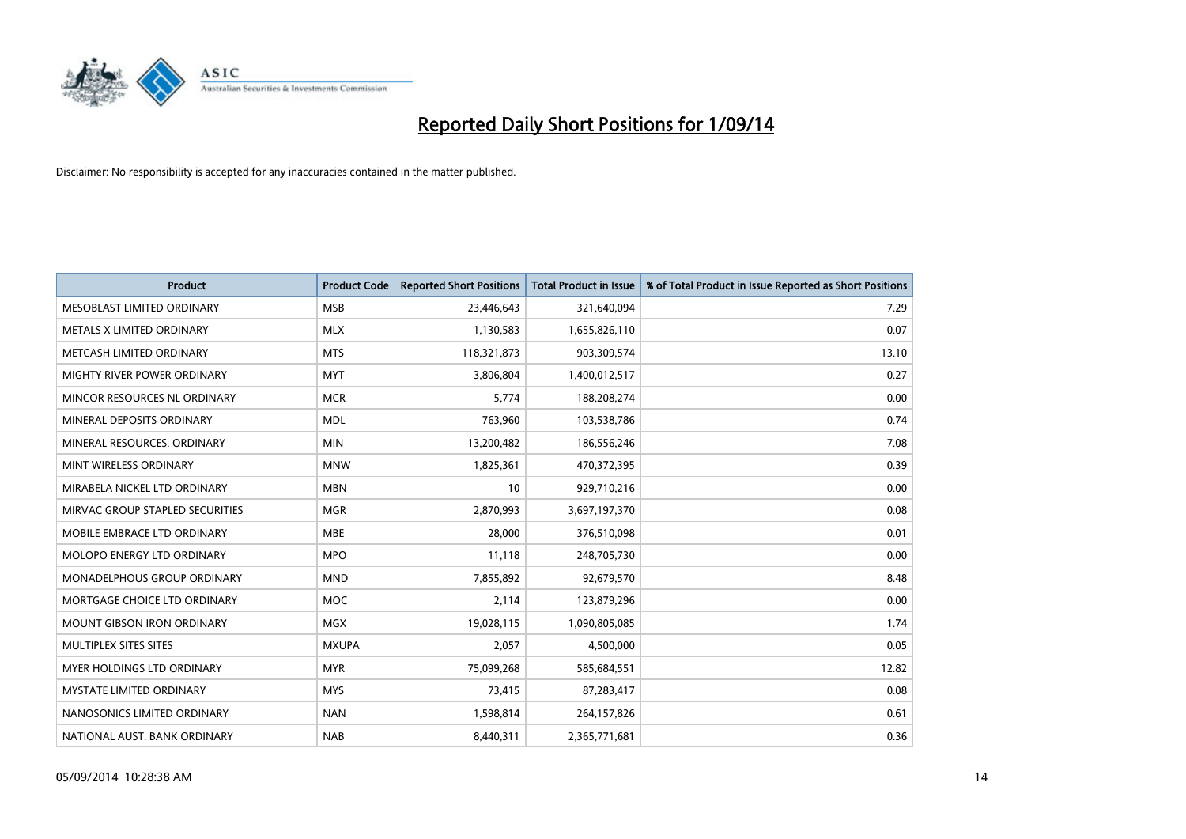# Reported Daily Short Positions for 1/09/14

Disclaimer: No responsibility is accepted for any inaccuracies contained in the matter published.

| Product | Product Code | Reported Short Positions | Total Product in Issue | % of Total Product in Issue Reported as Short Positions |
|---|---|---|---|---|
| MESOBLAST LIMITED ORDINARY | MSB | 23,446,643 | 321,640,094 | 7.29 |
| METALS X LIMITED ORDINARY | MLX | 1,130,583 | 1,655,826,110 | 0.07 |
| METCASH LIMITED ORDINARY | MTS | 118,321,873 | 903,309,574 | 13.10 |
| MIGHTY RIVER POWER ORDINARY | MYT | 3,806,804 | 1,400,012,517 | 0.27 |
| MINCOR RESOURCES NL ORDINARY | MCR | 5,774 | 188,208,274 | 0.00 |
| MINERAL DEPOSITS ORDINARY | MDL | 763,960 | 103,538,786 | 0.74 |
| MINERAL RESOURCES. ORDINARY | MIN | 13,200,482 | 186,556,246 | 7.08 |
| MINT WIRELESS ORDINARY | MNW | 1,825,361 | 470,372,395 | 0.39 |
| MIRABELA NICKEL LTD ORDINARY | MBN | 10 | 929,710,216 | 0.00 |
| MIRVAC GROUP STAPLED SECURITIES | MGR | 2,870,993 | 3,697,197,370 | 0.08 |
| MOBILE EMBRACE LTD ORDINARY | MBE | 28,000 | 376,510,098 | 0.01 |
| MOLOPO ENERGY LTD ORDINARY | MPO | 11,118 | 248,705,730 | 0.00 |
| MONADELPHOUS GROUP ORDINARY | MND | 7,855,892 | 92,679,570 | 8.48 |
| MORTGAGE CHOICE LTD ORDINARY | MOC | 2,114 | 123,879,296 | 0.00 |
| MOUNT GIBSON IRON ORDINARY | MGX | 19,028,115 | 1,090,805,085 | 1.74 |
| MULTIPLEX SITES SITES | MXUPA | 2,057 | 4,500,000 | 0.05 |
| MYER HOLDINGS LTD ORDINARY | MYR | 75,099,268 | 585,684,551 | 12.82 |
| MYSTATE LIMITED ORDINARY | MYS | 73,415 | 87,283,417 | 0.08 |
| NANOSONICS LIMITED ORDINARY | NAN | 1,598,814 | 264,157,826 | 0.61 |
| NATIONAL AUST. BANK ORDINARY | NAB | 8,440,311 | 2,365,771,681 | 0.36 |

05/09/2014 10:28:38 AM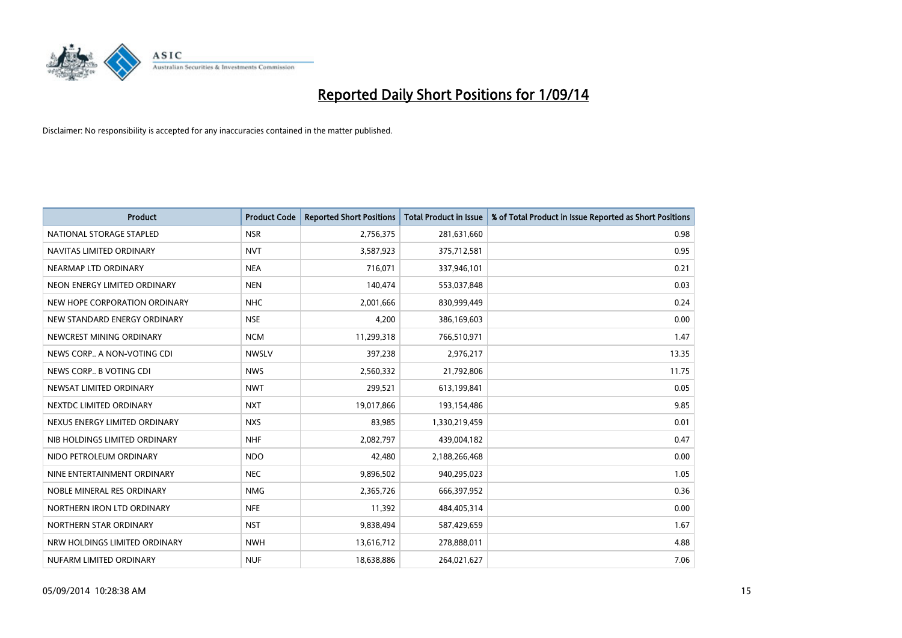# Reported Daily Short Positions for 1/09/14

Disclaimer: No responsibility is accepted for any inaccuracies contained in the matter published.

| Product | Product Code | Reported Short Positions | Total Product in Issue | % of Total Product in Issue Reported as Short Positions |
|---|---|---|---|---|
| NATIONAL STORAGE STAPLED | NSR | 2,756,375 | 281,631,660 | 0.98 |
| NAVITAS LIMITED ORDINARY | NVT | 3,587,923 | 375,712,581 | 0.95 |
| NEARMAP LTD ORDINARY | NEA | 716,071 | 337,946,101 | 0.21 |
| NEON ENERGY LIMITED ORDINARY | NEN | 140,474 | 553,037,848 | 0.03 |
| NEW HOPE CORPORATION ORDINARY | NHC | 2,001,666 | 830,999,449 | 0.24 |
| NEW STANDARD ENERGY ORDINARY | NSE | 4,200 | 386,169,603 | 0.00 |
| NEWCREST MINING ORDINARY | NCM | 11,299,318 | 766,510,971 | 1.47 |
| NEWS CORP.. A NON-VOTING CDI | NWSLV | 397,238 | 2,976,217 | 13.35 |
| NEWS CORP.. B VOTING CDI | NWS | 2,560,332 | 21,792,806 | 11.75 |
| NEWSAT LIMITED ORDINARY | NWT | 299,521 | 613,199,841 | 0.05 |
| NEXTDC LIMITED ORDINARY | NXT | 19,017,866 | 193,154,486 | 9.85 |
| NEXUS ENERGY LIMITED ORDINARY | NXS | 83,985 | 1,330,219,459 | 0.01 |
| NIB HOLDINGS LIMITED ORDINARY | NHF | 2,082,797 | 439,004,182 | 0.47 |
| NIDO PETROLEUM ORDINARY | NDO | 42,480 | 2,188,266,468 | 0.00 |
| NINE ENTERTAINMENT ORDINARY | NEC | 9,896,502 | 940,295,023 | 1.05 |
| NOBLE MINERAL RES ORDINARY | NMG | 2,365,726 | 666,397,952 | 0.36 |
| NORTHERN IRON LTD ORDINARY | NFE | 11,392 | 484,405,314 | 0.00 |
| NORTHERN STAR ORDINARY | NST | 9,838,494 | 587,429,659 | 1.67 |
| NRW HOLDINGS LIMITED ORDINARY | NWH | 13,616,712 | 278,888,011 | 4.88 |
| NUFARM LIMITED ORDINARY | NUF | 18,638,886 | 264,021,627 | 7.06 |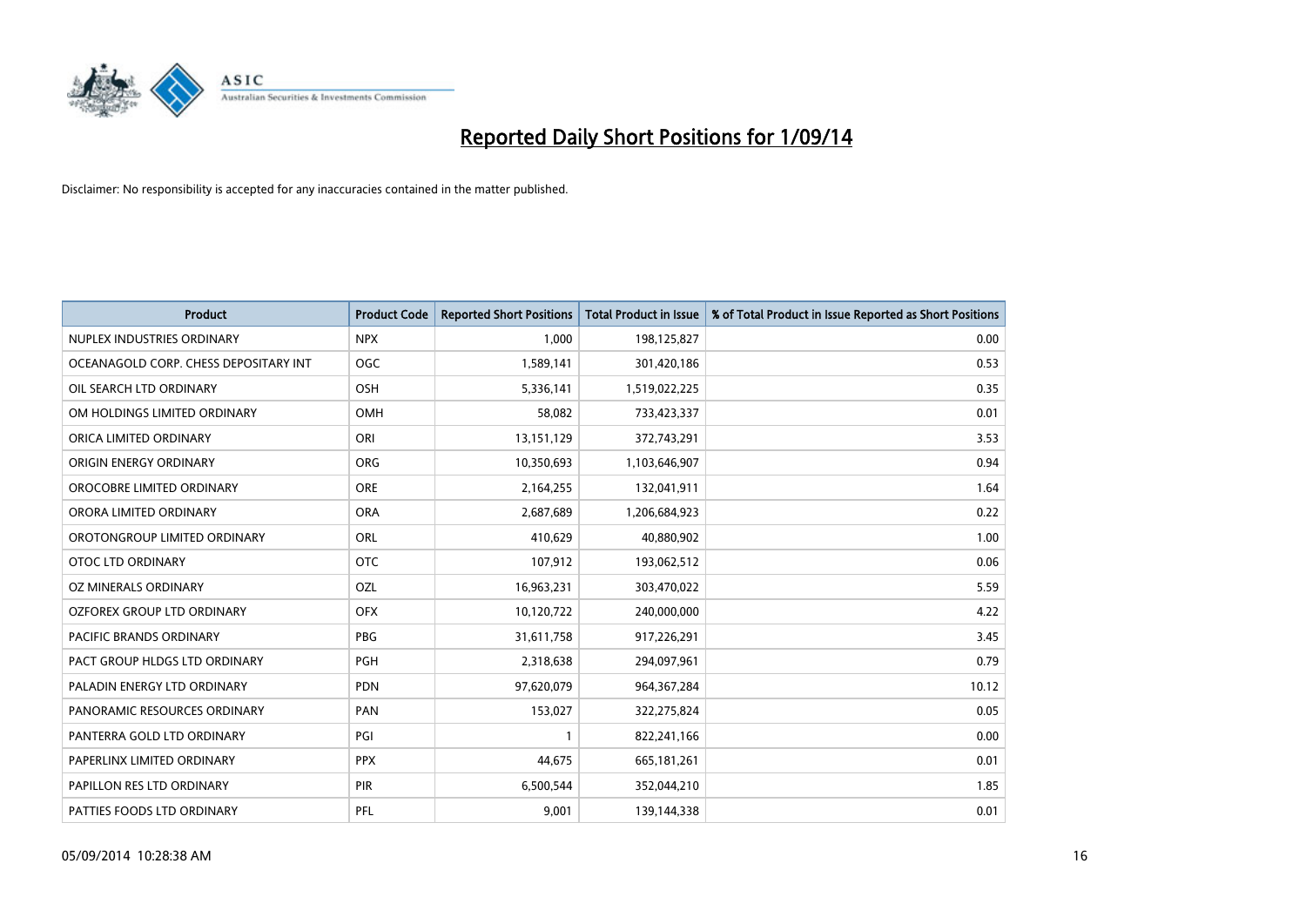# Reported Daily Short Positions for 1/09/14

Disclaimer: No responsibility is accepted for any inaccuracies contained in the matter published.

| Product | Product Code | Reported Short Positions | Total Product in Issue | % of Total Product in Issue Reported as Short Positions |
|---|---|---|---|---|
| NUPLEX INDUSTRIES ORDINARY | NPX | 1,000 | 198,125,827 | 0.00 |
| OCEANAGOLD CORP. CHESS DEPOSITARY INT | OGC | 1,589,141 | 301,420,186 | 0.53 |
| OIL SEARCH LTD ORDINARY | OSH | 5,336,141 | 1,519,022,225 | 0.35 |
| OM HOLDINGS LIMITED ORDINARY | OMH | 58,082 | 733,423,337 | 0.01 |
| ORICA LIMITED ORDINARY | ORI | 13,151,129 | 372,743,291 | 3.53 |
| ORIGIN ENERGY ORDINARY | ORG | 10,350,693 | 1,103,646,907 | 0.94 |
| OROCOBRE LIMITED ORDINARY | ORE | 2,164,255 | 132,041,911 | 1.64 |
| ORORA LIMITED ORDINARY | ORA | 2,687,689 | 1,206,684,923 | 0.22 |
| OROTONGROUP LIMITED ORDINARY | ORL | 410,629 | 40,880,902 | 1.00 |
| OTOC LTD ORDINARY | OTC | 107,912 | 193,062,512 | 0.06 |
| OZ MINERALS ORDINARY | OZL | 16,963,231 | 303,470,022 | 5.59 |
| OZFOREX GROUP LTD ORDINARY | OFX | 10,120,722 | 240,000,000 | 4.22 |
| PACIFIC BRANDS ORDINARY | PBG | 31,611,758 | 917,226,291 | 3.45 |
| PACT GROUP HLDGS LTD ORDINARY | PGH | 2,318,638 | 294,097,961 | 0.79 |
| PALADIN ENERGY LTD ORDINARY | PDN | 97,620,079 | 964,367,284 | 10.12 |
| PANORAMIC RESOURCES ORDINARY | PAN | 153,027 | 322,275,824 | 0.05 |
| PANTERRA GOLD LTD ORDINARY | PGI | 1 | 822,241,166 | 0.00 |
| PAPERLINX LIMITED ORDINARY | PPX | 44,675 | 665,181,261 | 0.01 |
| PAPILLON RES LTD ORDINARY | PIR | 6,500,544 | 352,044,210 | 1.85 |
| PATTIES FOODS LTD ORDINARY | PFL | 9,001 | 139,144,338 | 0.01 |

05/09/2014 10:28:38 AM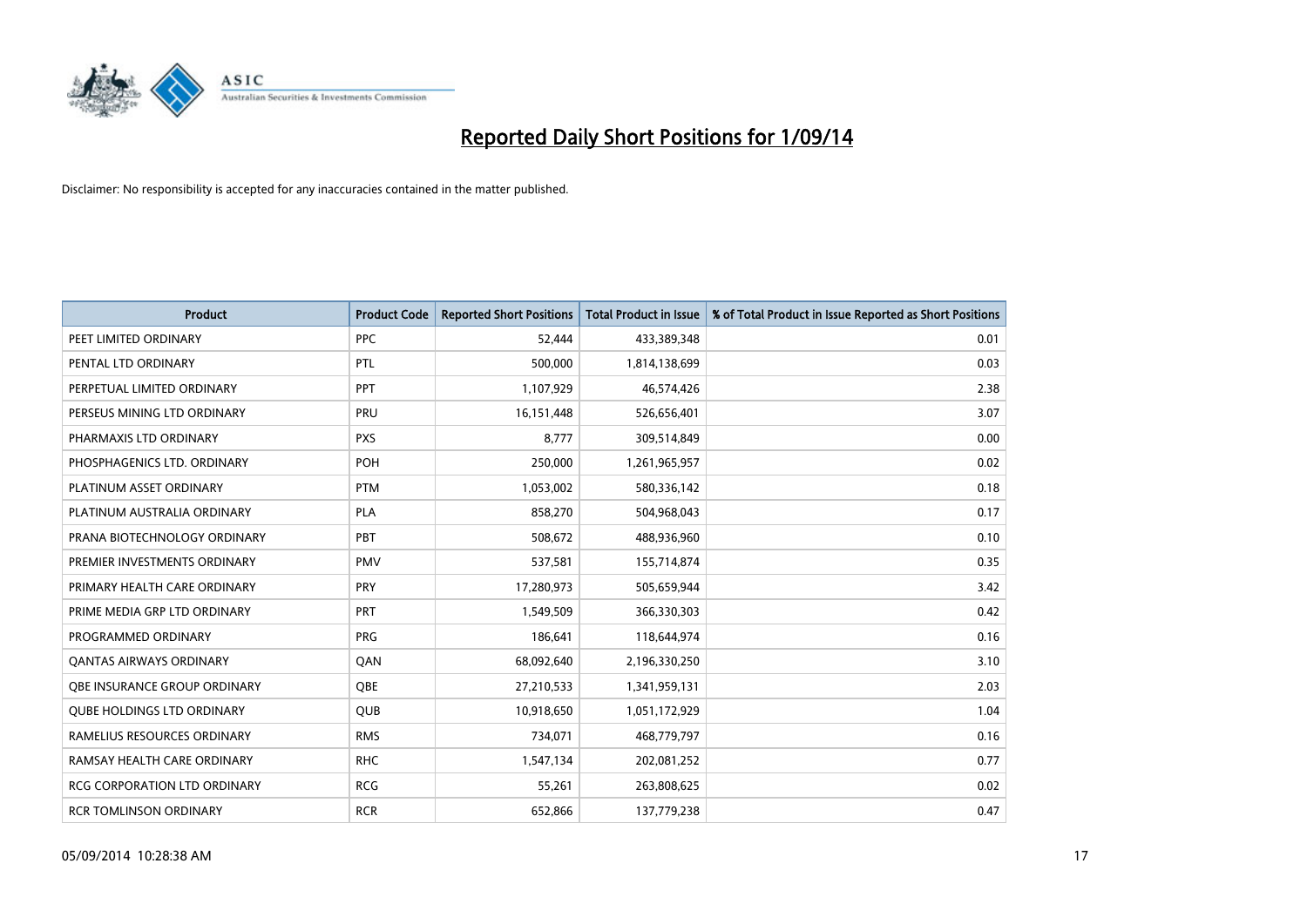# Reported Daily Short Positions for 1/09/14

Disclaimer: No responsibility is accepted for any inaccuracies contained in the matter published.

| Product | Product Code | Reported Short Positions | Total Product in Issue | % of Total Product in Issue Reported as Short Positions |
|---|---|---|---|---|
| PEET LIMITED ORDINARY | PPC | 52,444 | 433,389,348 | 0.01 |
| PENTAL LTD ORDINARY | PTL | 500,000 | 1,814,138,699 | 0.03 |
| PERPETUAL LIMITED ORDINARY | PPT | 1,107,929 | 46,574,426 | 2.38 |
| PERSEUS MINING LTD ORDINARY | PRU | 16,151,448 | 526,656,401 | 3.07 |
| PHARMAXIS LTD ORDINARY | PXS | 8,777 | 309,514,849 | 0.00 |
| PHOSPHAGENICS LTD. ORDINARY | POH | 250,000 | 1,261,965,957 | 0.02 |
| PLATINUM ASSET ORDINARY | PTM | 1,053,002 | 580,336,142 | 0.18 |
| PLATINUM AUSTRALIA ORDINARY | PLA | 858,270 | 504,968,043 | 0.17 |
| PRANA BIOTECHNOLOGY ORDINARY | PBT | 508,672 | 488,936,960 | 0.10 |
| PREMIER INVESTMENTS ORDINARY | PMV | 537,581 | 155,714,874 | 0.35 |
| PRIMARY HEALTH CARE ORDINARY | PRY | 17,280,973 | 505,659,944 | 3.42 |
| PRIME MEDIA GRP LTD ORDINARY | PRT | 1,549,509 | 366,330,303 | 0.42 |
| PROGRAMMED ORDINARY | PRG | 186,641 | 118,644,974 | 0.16 |
| QANTAS AIRWAYS ORDINARY | QAN | 68,092,640 | 2,196,330,250 | 3.10 |
| QBE INSURANCE GROUP ORDINARY | QBE | 27,210,533 | 1,341,959,131 | 2.03 |
| QUBE HOLDINGS LTD ORDINARY | QUB | 10,918,650 | 1,051,172,929 | 1.04 |
| RAMELIUS RESOURCES ORDINARY | RMS | 734,071 | 468,779,797 | 0.16 |
| RAMSAY HEALTH CARE ORDINARY | RHC | 1,547,134 | 202,081,252 | 0.77 |
| RCG CORPORATION LTD ORDINARY | RCG | 55,261 | 263,808,625 | 0.02 |
| RCR TOMLINSON ORDINARY | RCR | 652,866 | 137,779,238 | 0.47 |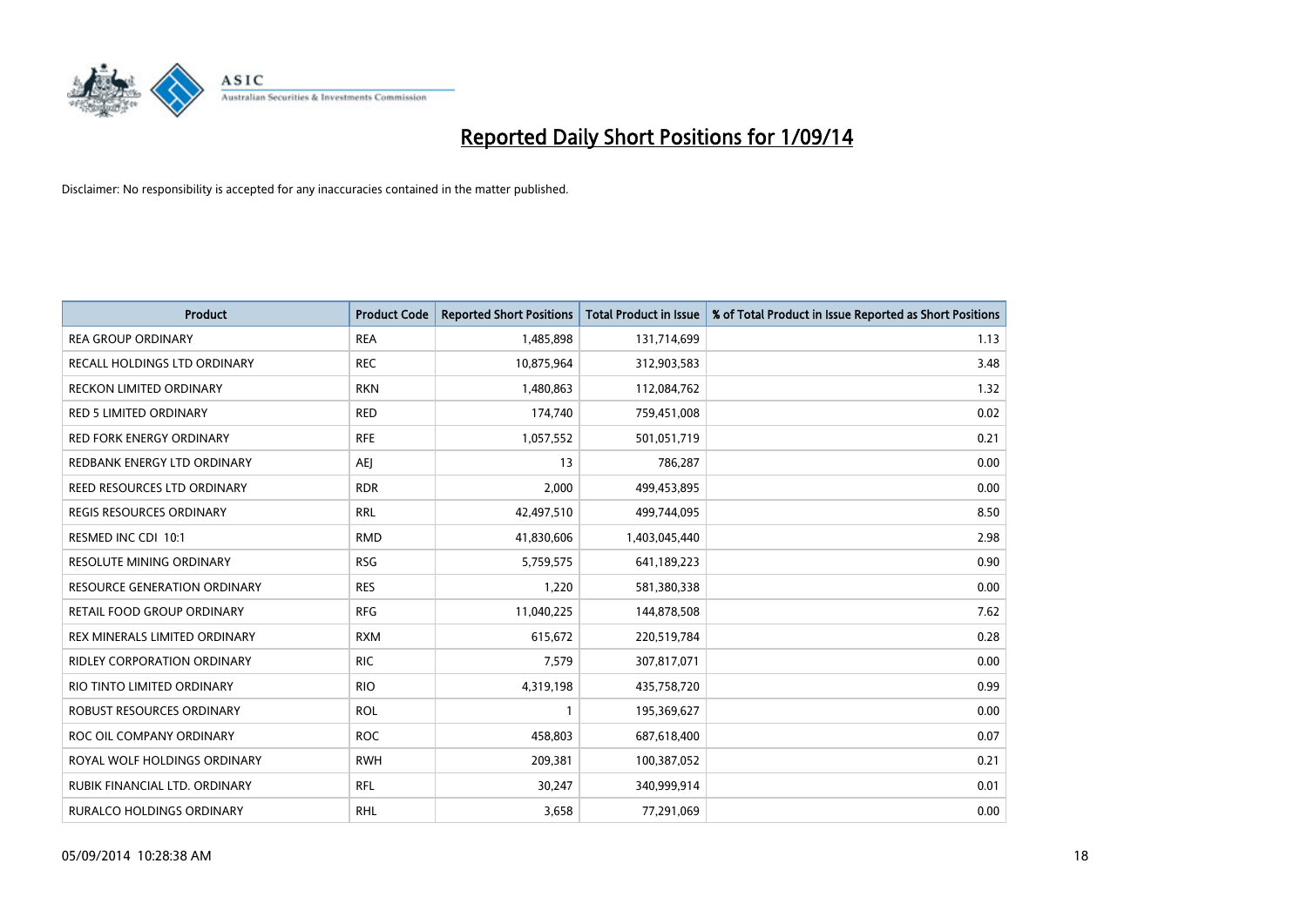# Reported Daily Short Positions for 1/09/14

Disclaimer: No responsibility is accepted for any inaccuracies contained in the matter published.

| Product | Product Code | Reported Short Positions | Total Product in Issue | % of Total Product in Issue Reported as Short Positions |
|---|---|---|---|---|
| REA GROUP ORDINARY | REA | 1,485,898 | 131,714,699 | 1.13 |
| RECALL HOLDINGS LTD ORDINARY | REC | 10,875,964 | 312,903,583 | 3.48 |
| RECKON LIMITED ORDINARY | RKN | 1,480,863 | 112,084,762 | 1.32 |
| RED 5 LIMITED ORDINARY | RED | 174,740 | 759,451,008 | 0.02 |
| RED FORK ENERGY ORDINARY | RFE | 1,057,552 | 501,051,719 | 0.21 |
| REDBANK ENERGY LTD ORDINARY | AEJ | 13 | 786,287 | 0.00 |
| REED RESOURCES LTD ORDINARY | RDR | 2,000 | 499,453,895 | 0.00 |
| REGIS RESOURCES ORDINARY | RRL | 42,497,510 | 499,744,095 | 8.50 |
| RESMED INC CDI 10:1 | RMD | 41,830,606 | 1,403,045,440 | 2.98 |
| RESOLUTE MINING ORDINARY | RSG | 5,759,575 | 641,189,223 | 0.90 |
| RESOURCE GENERATION ORDINARY | RES | 1,220 | 581,380,338 | 0.00 |
| RETAIL FOOD GROUP ORDINARY | RFG | 11,040,225 | 144,878,508 | 7.62 |
| REX MINERALS LIMITED ORDINARY | RXM | 615,672 | 220,519,784 | 0.28 |
| RIDLEY CORPORATION ORDINARY | RIC | 7,579 | 307,817,071 | 0.00 |
| RIO TINTO LIMITED ORDINARY | RIO | 4,319,198 | 435,758,720 | 0.99 |
| ROBUST RESOURCES ORDINARY | ROL | 1 | 195,369,627 | 0.00 |
| ROC OIL COMPANY ORDINARY | ROC | 458,803 | 687,618,400 | 0.07 |
| ROYAL WOLF HOLDINGS ORDINARY | RWH | 209,381 | 100,387,052 | 0.21 |
| RUBIK FINANCIAL LTD. ORDINARY | RFL | 30,247 | 340,999,914 | 0.01 |
| RURALCO HOLDINGS ORDINARY | RHL | 3,658 | 77,291,069 | 0.00 |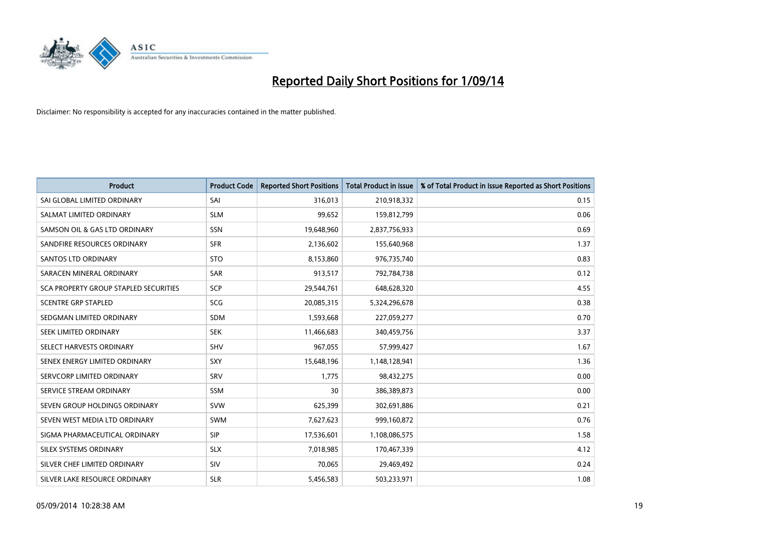# Reported Daily Short Positions for 1/09/14

Disclaimer: No responsibility is accepted for any inaccuracies contained in the matter published.

| Product | Product Code | Reported Short Positions | Total Product in Issue | % of Total Product in Issue Reported as Short Positions |
|---|---|---|---|---|
| SAI GLOBAL LIMITED ORDINARY | SAI | 316,013 | 210,918,332 | 0.15 |
| SALMAT LIMITED ORDINARY | SLM | 99,652 | 159,812,799 | 0.06 |
| SAMSON OIL & GAS LTD ORDINARY | SSN | 19,648,960 | 2,837,756,933 | 0.69 |
| SANDFIRE RESOURCES ORDINARY | SFR | 2,136,602 | 155,640,968 | 1.37 |
| SANTOS LTD ORDINARY | STO | 8,153,860 | 976,735,740 | 0.83 |
| SARACEN MINERAL ORDINARY | SAR | 913,517 | 792,784,738 | 0.12 |
| SCA PROPERTY GROUP STAPLED SECURITIES | SCP | 29,544,761 | 648,628,320 | 4.55 |
| SCENTRE GRP STAPLED | SCG | 20,085,315 | 5,324,296,678 | 0.38 |
| SEDGMAN LIMITED ORDINARY | SDM | 1,593,668 | 227,059,277 | 0.70 |
| SEEK LIMITED ORDINARY | SEK | 11,466,683 | 340,459,756 | 3.37 |
| SELECT HARVESTS ORDINARY | SHV | 967,055 | 57,999,427 | 1.67 |
| SENEX ENERGY LIMITED ORDINARY | SXY | 15,648,196 | 1,148,128,941 | 1.36 |
| SERVCORP LIMITED ORDINARY | SRV | 1,775 | 98,432,275 | 0.00 |
| SERVICE STREAM ORDINARY | SSM | 30 | 386,389,873 | 0.00 |
| SEVEN GROUP HOLDINGS ORDINARY | SVW | 625,399 | 302,691,886 | 0.21 |
| SEVEN WEST MEDIA LTD ORDINARY | SWM | 7,627,623 | 999,160,872 | 0.76 |
| SIGMA PHARMACEUTICAL ORDINARY | SIP | 17,536,601 | 1,108,086,575 | 1.58 |
| SILEX SYSTEMS ORDINARY | SLX | 7,018,985 | 170,467,339 | 4.12 |
| SILVER CHEF LIMITED ORDINARY | SIV | 70,065 | 29,469,492 | 0.24 |
| SILVER LAKE RESOURCE ORDINARY | SLR | 5,456,583 | 503,233,971 | 1.08 |

05/09/2014 10:28:38 AM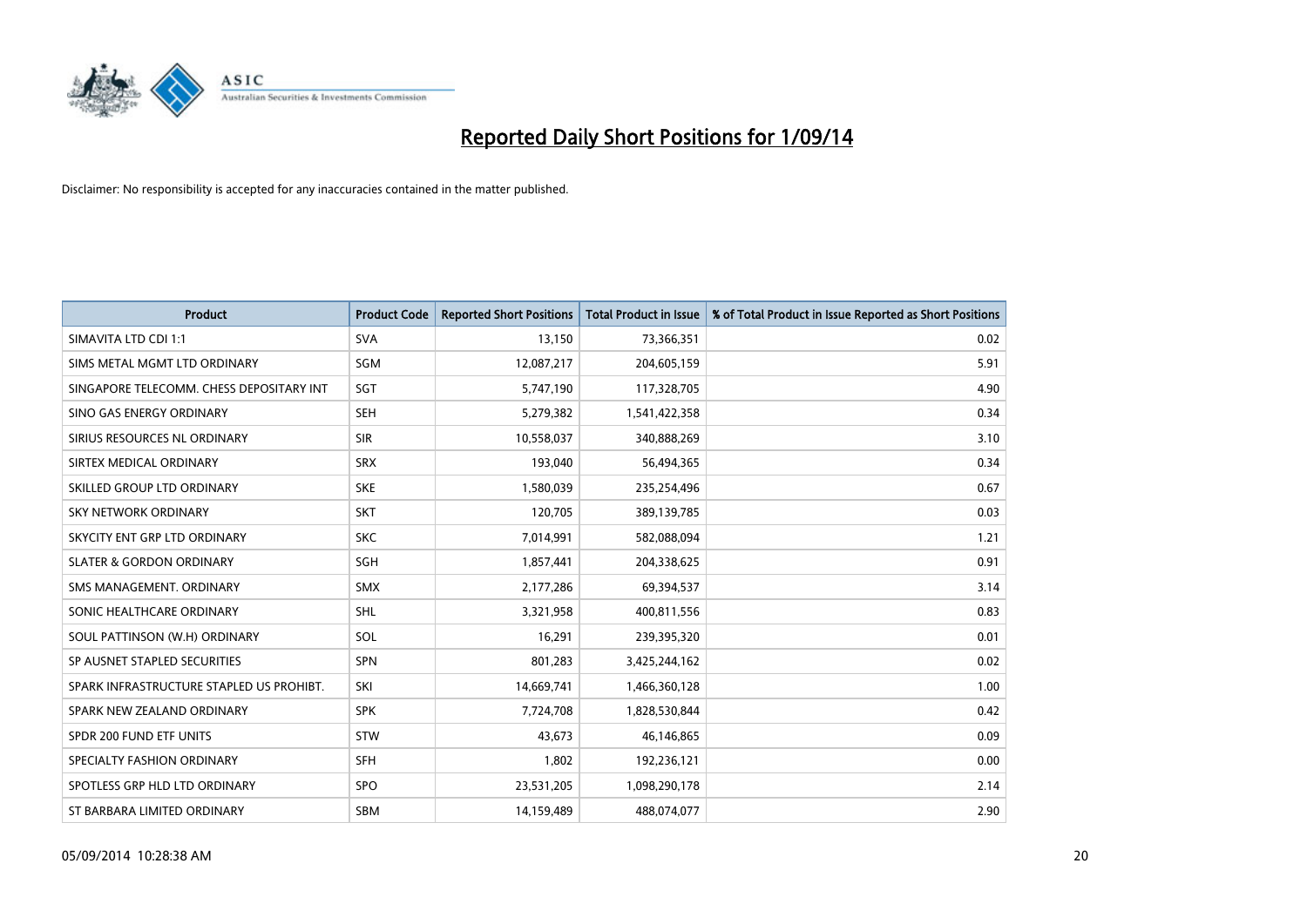# Reported Daily Short Positions for 1/09/14

Disclaimer: No responsibility is accepted for any inaccuracies contained in the matter published.

| Product | Product Code | Reported Short Positions | Total Product in Issue | % of Total Product in Issue Reported as Short Positions |
|---|---|---|---|---|
| SIMAVITA LTD CDI 1:1 | SVA | 13,150 | 73,366,351 | 0.02 |
| SIMS METAL MGMT LTD ORDINARY | SGM | 12,087,217 | 204,605,159 | 5.91 |
| SINGAPORE TELECOMM. CHESS DEPOSITARY INT | SGT | 5,747,190 | 117,328,705 | 4.90 |
| SINO GAS ENERGY ORDINARY | SEH | 5,279,382 | 1,541,422,358 | 0.34 |
| SIRIUS RESOURCES NL ORDINARY | SIR | 10,558,037 | 340,888,269 | 3.10 |
| SIRTEX MEDICAL ORDINARY | SRX | 193,040 | 56,494,365 | 0.34 |
| SKILLED GROUP LTD ORDINARY | SKE | 1,580,039 | 235,254,496 | 0.67 |
| SKY NETWORK ORDINARY | SKT | 120,705 | 389,139,785 | 0.03 |
| SKYCITY ENT GRP LTD ORDINARY | SKC | 7,014,991 | 582,088,094 | 1.21 |
| SLATER & GORDON ORDINARY | SGH | 1,857,441 | 204,338,625 | 0.91 |
| SMS MANAGEMENT. ORDINARY | SMX | 2,177,286 | 69,394,537 | 3.14 |
| SONIC HEALTHCARE ORDINARY | SHL | 3,321,958 | 400,811,556 | 0.83 |
| SOUL PATTINSON (W.H) ORDINARY | SOL | 16,291 | 239,395,320 | 0.01 |
| SP AUSNET STAPLED SECURITIES | SPN | 801,283 | 3,425,244,162 | 0.02 |
| SPARK INFRASTRUCTURE STAPLED US PROHIBT. | SKI | 14,669,741 | 1,466,360,128 | 1.00 |
| SPARK NEW ZEALAND ORDINARY | SPK | 7,724,708 | 1,828,530,844 | 0.42 |
| SPDR 200 FUND ETF UNITS | STW | 43,673 | 46,146,865 | 0.09 |
| SPECIALTY FASHION ORDINARY | SFH | 1,802 | 192,236,121 | 0.00 |
| SPOTLESS GRP HLD LTD ORDINARY | SPO | 23,531,205 | 1,098,290,178 | 2.14 |
| ST BARBARA LIMITED ORDINARY | SBM | 14,159,489 | 488,074,077 | 2.90 |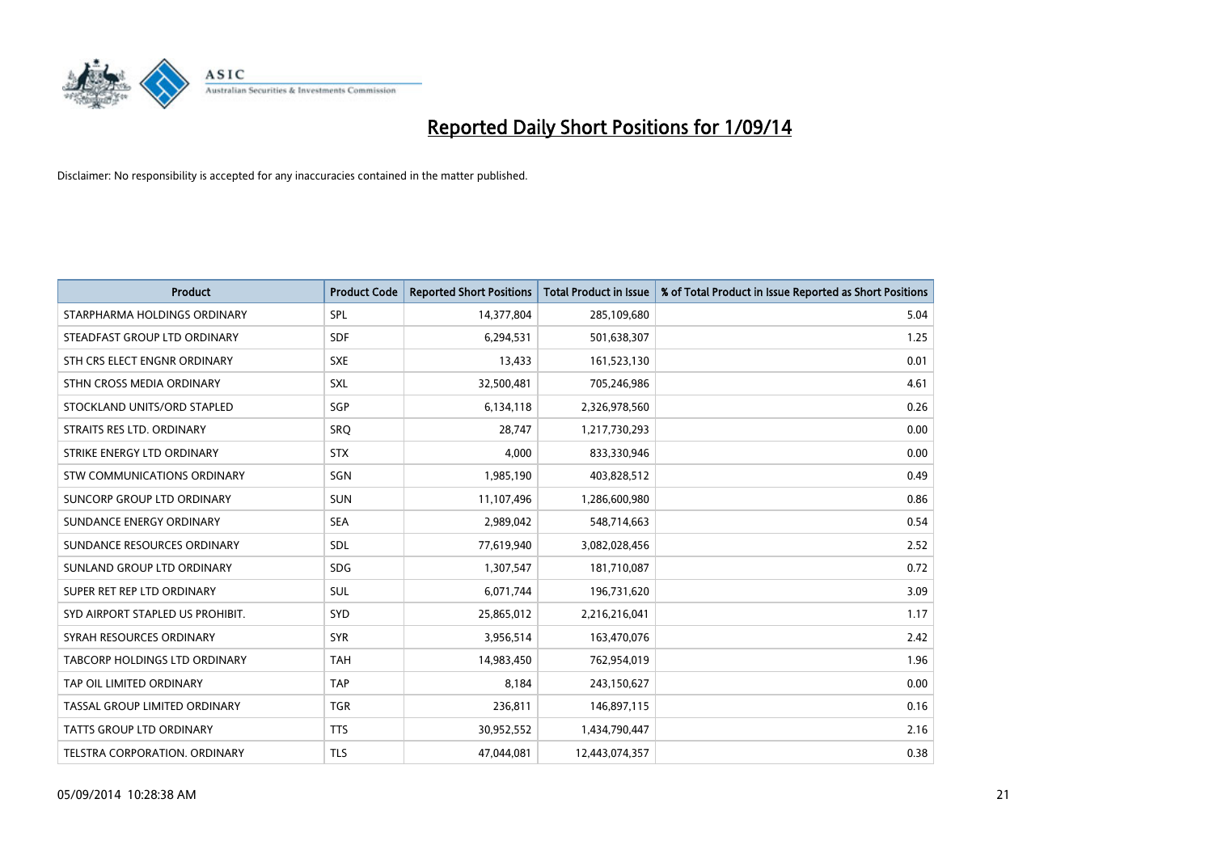# Reported Daily Short Positions for 1/09/14

Disclaimer: No responsibility is accepted for any inaccuracies contained in the matter published.

| Product | Product Code | Reported Short Positions | Total Product in Issue | % of Total Product in Issue Reported as Short Positions |
|---|---|---|---|---|
| STARPHARMA HOLDINGS ORDINARY | SPL | 14,377,804 | 285,109,680 | 5.04 |
| STEADFAST GROUP LTD ORDINARY | SDF | 6,294,531 | 501,638,307 | 1.25 |
| STH CRS ELECT ENGNR ORDINARY | SXE | 13,433 | 161,523,130 | 0.01 |
| STHN CROSS MEDIA ORDINARY | SXL | 32,500,481 | 705,246,986 | 4.61 |
| STOCKLAND UNITS/ORD STAPLED | SGP | 6,134,118 | 2,326,978,560 | 0.26 |
| STRAITS RES LTD. ORDINARY | SRQ | 28,747 | 1,217,730,293 | 0.00 |
| STRIKE ENERGY LTD ORDINARY | STX | 4,000 | 833,330,946 | 0.00 |
| STW COMMUNICATIONS ORDINARY | SGN | 1,985,190 | 403,828,512 | 0.49 |
| SUNCORP GROUP LTD ORDINARY | SUN | 11,107,496 | 1,286,600,980 | 0.86 |
| SUNDANCE ENERGY ORDINARY | SEA | 2,989,042 | 548,714,663 | 0.54 |
| SUNDANCE RESOURCES ORDINARY | SDL | 77,619,940 | 3,082,028,456 | 2.52 |
| SUNLAND GROUP LTD ORDINARY | SDG | 1,307,547 | 181,710,087 | 0.72 |
| SUPER RET REP LTD ORDINARY | SUL | 6,071,744 | 196,731,620 | 3.09 |
| SYD AIRPORT STAPLED US PROHIBIT. | SYD | 25,865,012 | 2,216,216,041 | 1.17 |
| SYRAH RESOURCES ORDINARY | SYR | 3,956,514 | 163,470,076 | 2.42 |
| TABCORP HOLDINGS LTD ORDINARY | TAH | 14,983,450 | 762,954,019 | 1.96 |
| TAP OIL LIMITED ORDINARY | TAP | 8,184 | 243,150,627 | 0.00 |
| TASSAL GROUP LIMITED ORDINARY | TGR | 236,811 | 146,897,115 | 0.16 |
| TATTS GROUP LTD ORDINARY | TTS | 30,952,552 | 1,434,790,447 | 2.16 |
| TELSTRA CORPORATION. ORDINARY | TLS | 47,044,081 | 12,443,074,357 | 0.38 |

05/09/2014 10:28:38 AM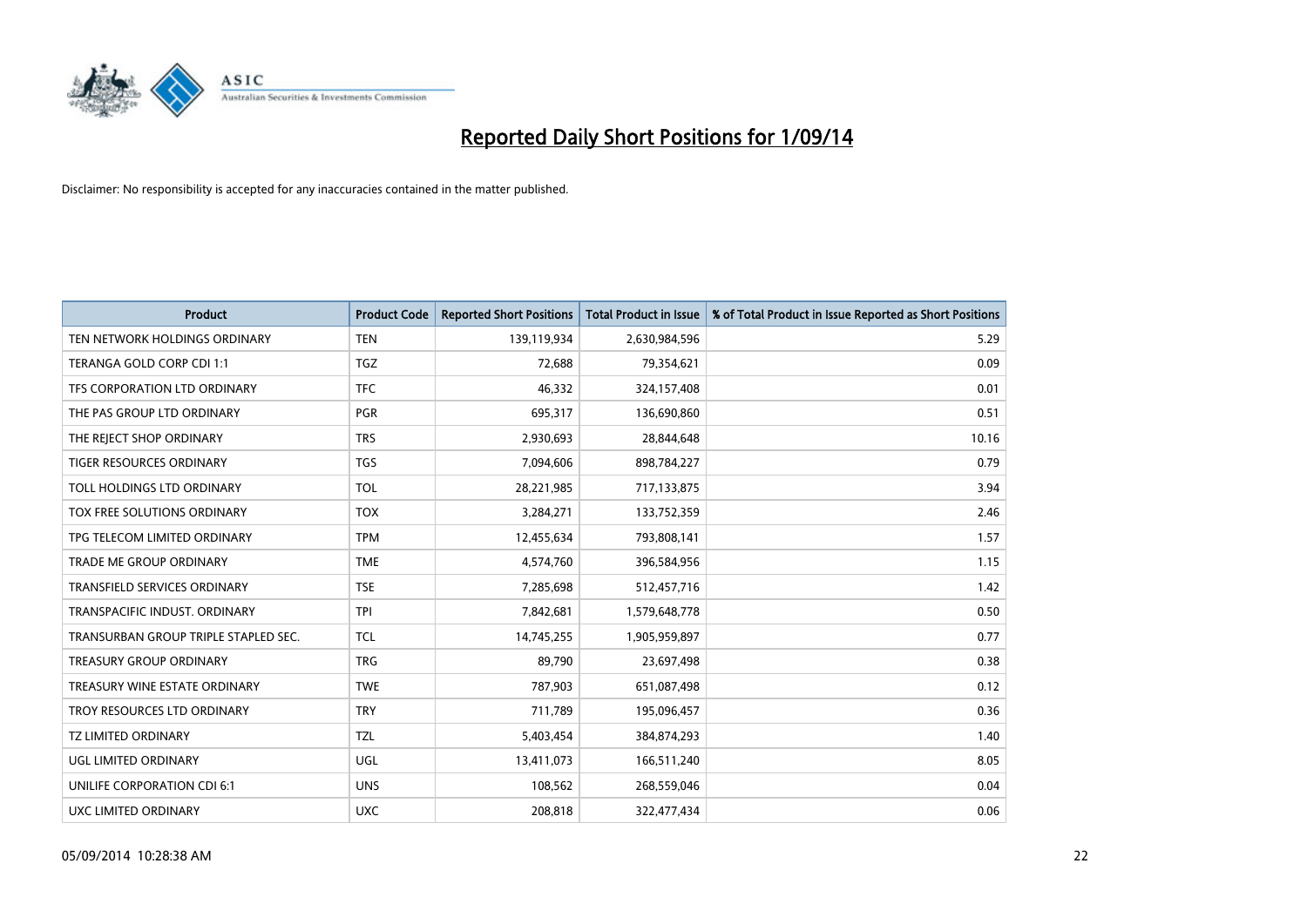# Reported Daily Short Positions for 1/09/14

Disclaimer: No responsibility is accepted for any inaccuracies contained in the matter published.

| Product | Product Code | Reported Short Positions | Total Product in Issue | % of Total Product in Issue Reported as Short Positions |
|---|---|---|---|---|
| TEN NETWORK HOLDINGS ORDINARY | TEN | 139,119,934 | 2,630,984,596 | 5.29 |
| TERANGA GOLD CORP CDI 1:1 | TGZ | 72,688 | 79,354,621 | 0.09 |
| TFS CORPORATION LTD ORDINARY | TFC | 46,332 | 324,157,408 | 0.01 |
| THE PAS GROUP LTD ORDINARY | PGR | 695,317 | 136,690,860 | 0.51 |
| THE REJECT SHOP ORDINARY | TRS | 2,930,693 | 28,844,648 | 10.16 |
| TIGER RESOURCES ORDINARY | TGS | 7,094,606 | 898,784,227 | 0.79 |
| TOLL HOLDINGS LTD ORDINARY | TOL | 28,221,985 | 717,133,875 | 3.94 |
| TOX FREE SOLUTIONS ORDINARY | TOX | 3,284,271 | 133,752,359 | 2.46 |
| TPG TELECOM LIMITED ORDINARY | TPM | 12,455,634 | 793,808,141 | 1.57 |
| TRADE ME GROUP ORDINARY | TME | 4,574,760 | 396,584,956 | 1.15 |
| TRANSFIELD SERVICES ORDINARY | TSE | 7,285,698 | 512,457,716 | 1.42 |
| TRANSPACIFIC INDUST. ORDINARY | TPI | 7,842,681 | 1,579,648,778 | 0.50 |
| TRANSURBAN GROUP TRIPLE STAPLED SEC. | TCL | 14,745,255 | 1,905,959,897 | 0.77 |
| TREASURY GROUP ORDINARY | TRG | 89,790 | 23,697,498 | 0.38 |
| TREASURY WINE ESTATE ORDINARY | TWE | 787,903 | 651,087,498 | 0.12 |
| TROY RESOURCES LTD ORDINARY | TRY | 711,789 | 195,096,457 | 0.36 |
| TZ LIMITED ORDINARY | TZL | 5,403,454 | 384,874,293 | 1.40 |
| UGL LIMITED ORDINARY | UGL | 13,411,073 | 166,511,240 | 8.05 |
| UNILIFE CORPORATION CDI 6:1 | UNS | 108,562 | 268,559,046 | 0.04 |
| UXC LIMITED ORDINARY | UXC | 208,818 | 322,477,434 | 0.06 |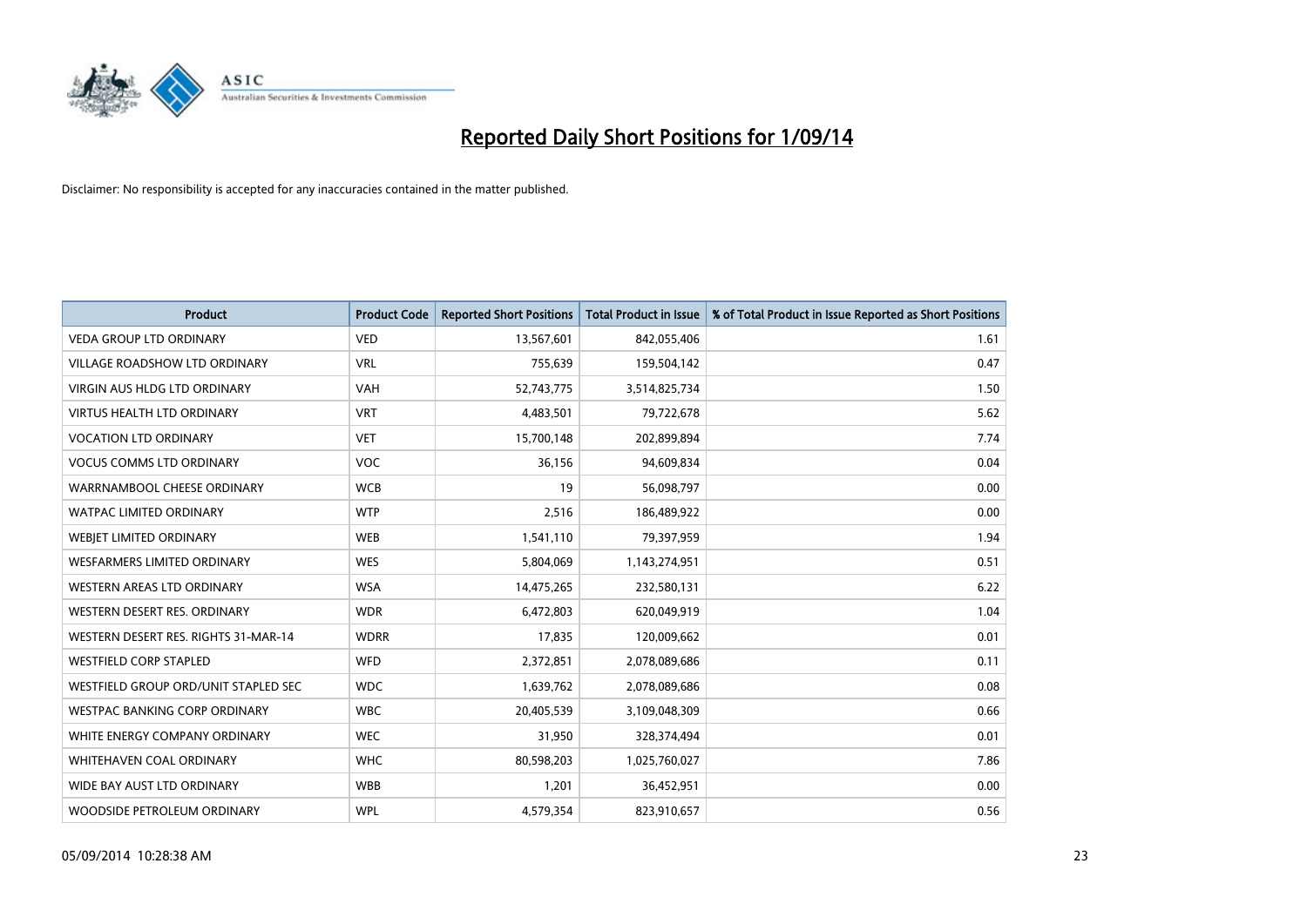# Reported Daily Short Positions for 1/09/14

Disclaimer: No responsibility is accepted for any inaccuracies contained in the matter published.

| Product | Product Code | Reported Short Positions | Total Product in Issue | % of Total Product in Issue Reported as Short Positions |
|---|---|---|---|---|
| VEDA GROUP LTD ORDINARY | VED | 13,567,601 | 842,055,406 | 1.61 |
| VILLAGE ROADSHOW LTD ORDINARY | VRL | 755,639 | 159,504,142 | 0.47 |
| VIRGIN AUS HLDG LTD ORDINARY | VAH | 52,743,775 | 3,514,825,734 | 1.50 |
| VIRTUS HEALTH LTD ORDINARY | VRT | 4,483,501 | 79,722,678 | 5.62 |
| VOCATION LTD ORDINARY | VET | 15,700,148 | 202,899,894 | 7.74 |
| VOCUS COMMS LTD ORDINARY | VOC | 36,156 | 94,609,834 | 0.04 |
| WARRNAMBOOL CHEESE ORDINARY | WCB | 19 | 56,098,797 | 0.00 |
| WATPAC LIMITED ORDINARY | WTP | 2,516 | 186,489,922 | 0.00 |
| WEBJET LIMITED ORDINARY | WEB | 1,541,110 | 79,397,959 | 1.94 |
| WESFARMERS LIMITED ORDINARY | WES | 5,804,069 | 1,143,274,951 | 0.51 |
| WESTERN AREAS LTD ORDINARY | WSA | 14,475,265 | 232,580,131 | 6.22 |
| WESTERN DESERT RES. ORDINARY | WDR | 6,472,803 | 620,049,919 | 1.04 |
| WESTERN DESERT RES. RIGHTS 31-MAR-14 | WDRR | 17,835 | 120,009,662 | 0.01 |
| WESTFIELD CORP STAPLED | WFD | 2,372,851 | 2,078,089,686 | 0.11 |
| WESTFIELD GROUP ORD/UNIT STAPLED SEC | WDC | 1,639,762 | 2,078,089,686 | 0.08 |
| WESTPAC BANKING CORP ORDINARY | WBC | 20,405,539 | 3,109,048,309 | 0.66 |
| WHITE ENERGY COMPANY ORDINARY | WEC | 31,950 | 328,374,494 | 0.01 |
| WHITEHAVEN COAL ORDINARY | WHC | 80,598,203 | 1,025,760,027 | 7.86 |
| WIDE BAY AUST LTD ORDINARY | WBB | 1,201 | 36,452,951 | 0.00 |
| WOODSIDE PETROLEUM ORDINARY | WPL | 4,579,354 | 823,910,657 | 0.56 |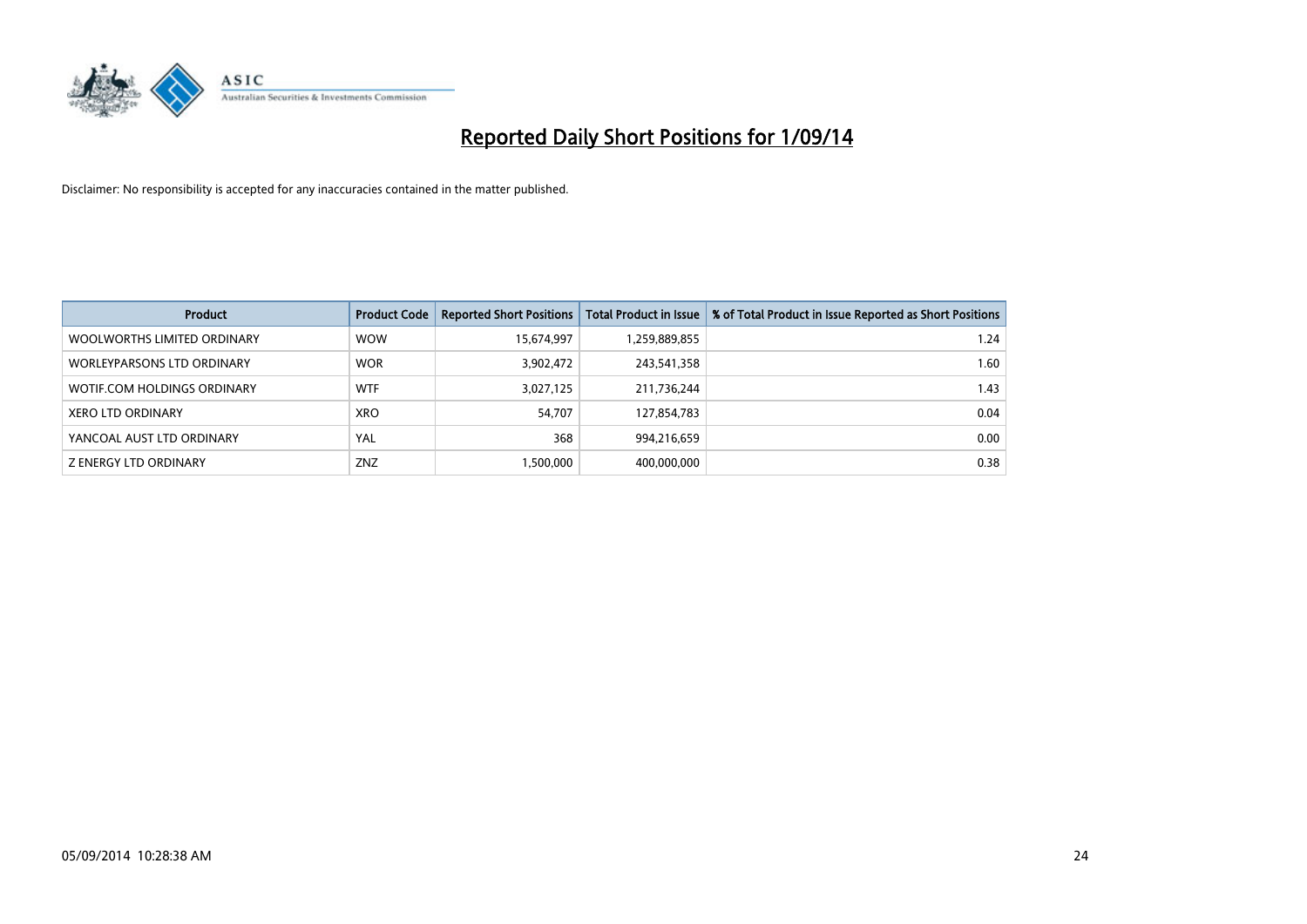# Reported Daily Short Positions for 1/09/14

Disclaimer: No responsibility is accepted for any inaccuracies contained in the matter published.

| Product | Product Code | Reported Short Positions | Total Product in Issue | % of Total Product in Issue Reported as Short Positions |
|---|---|---|---|---|
| WOOLWORTHS LIMITED ORDINARY | WOW | 15,674,997 | 1,259,889,855 | 1.24 |
| WORLEYPARSONS LTD ORDINARY | WOR | 3,902,472 | 243,541,358 | 1.60 |
| WOTIF.COM HOLDINGS ORDINARY | WTF | 3,027,125 | 211,736,244 | 1.43 |
| XERO LTD ORDINARY | XRO | 54,707 | 127,854,783 | 0.04 |
| YANCOAL AUST LTD ORDINARY | YAL | 368 | 994,216,659 | 0.00 |
| Z ENERGY LTD ORDINARY | ZNZ | 1,500,000 | 400,000,000 | 0.38 |

05/09/2014 10:28:38 AM